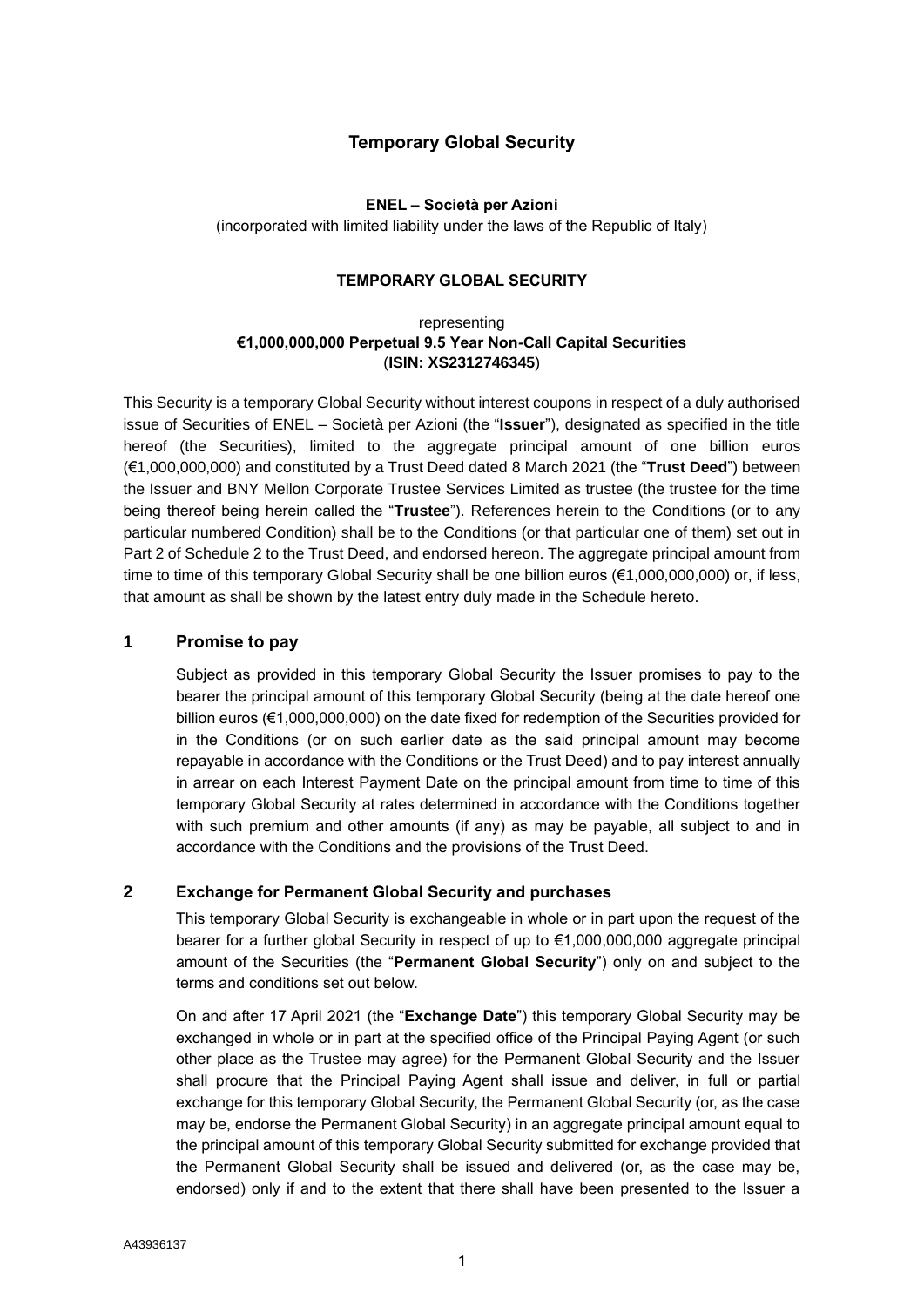# Temporary Global Security

**ENEL – Società per Azioni**

(incorporated with limited liability under the laws of the Republic of Italy)

**TEMPORARY GLOBAL SECURITY**

representing

**€1,000,000,000 Perpetual 9.5 Year Non-Call Capital Securities**

(**ISIN: XS2312746345**)

This Security is a temporary Global Security without interest coupons in respect of a duly authorised issue of Securities of ENEL – Società per Azioni (the "**Issuer**"), designated as specified in the title hereof (the Securities), limited to the aggregate principal amount of one billion euros (€1,000,000,000) and constituted by a Trust Deed dated 8 March 2021 (the "**Trust Deed**") between the Issuer and BNY Mellon Corporate Trustee Services Limited as trustee (the trustee for the time being thereof being herein called the "**Trustee**"). References herein to the Conditions (or to any particular numbered Condition) shall be to the Conditions (or that particular one of them) set out in Part 2 of Schedule 2 to the Trust Deed, and endorsed hereon. The aggregate principal amount from time to time of this temporary Global Security shall be one billion euros (€1,000,000,000) or, if less, that amount as shall be shown by the latest entry duly made in the Schedule hereto.

## 1 Promise to pay

Subject as provided in this temporary Global Security the Issuer promises to pay to the bearer the principal amount of this temporary Global Security (being at the date hereof one billion euros (€1,000,000,000) on the date fixed for redemption of the Securities provided for in the Conditions (or on such earlier date as the said principal amount may become repayable in accordance with the Conditions or the Trust Deed) and to pay interest annually in arrear on each Interest Payment Date on the principal amount from time to time of this temporary Global Security at rates determined in accordance with the Conditions together with such premium and other amounts (if any) as may be payable, all subject to and in accordance with the Conditions and the provisions of the Trust Deed.

## 2 Exchange for Permanent Global Security and purchases

This temporary Global Security is exchangeable in whole or in part upon the request of the bearer for a further global Security in respect of up to €1,000,000,000 aggregate principal amount of the Securities (the "**Permanent Global Security**") only on and subject to the terms and conditions set out below.

On and after 17 April 2021 (the "**Exchange Date**") this temporary Global Security may be exchanged in whole or in part at the specified office of the Principal Paying Agent (or such other place as the Trustee may agree) for the Permanent Global Security and the Issuer shall procure that the Principal Paying Agent shall issue and deliver, in full or partial exchange for this temporary Global Security, the Permanent Global Security (or, as the case may be, endorse the Permanent Global Security) in an aggregate principal amount equal to the principal amount of this temporary Global Security submitted for exchange provided that the Permanent Global Security shall be issued and delivered (or, as the case may be, endorsed) only if and to the extent that there shall have been presented to the Issuer a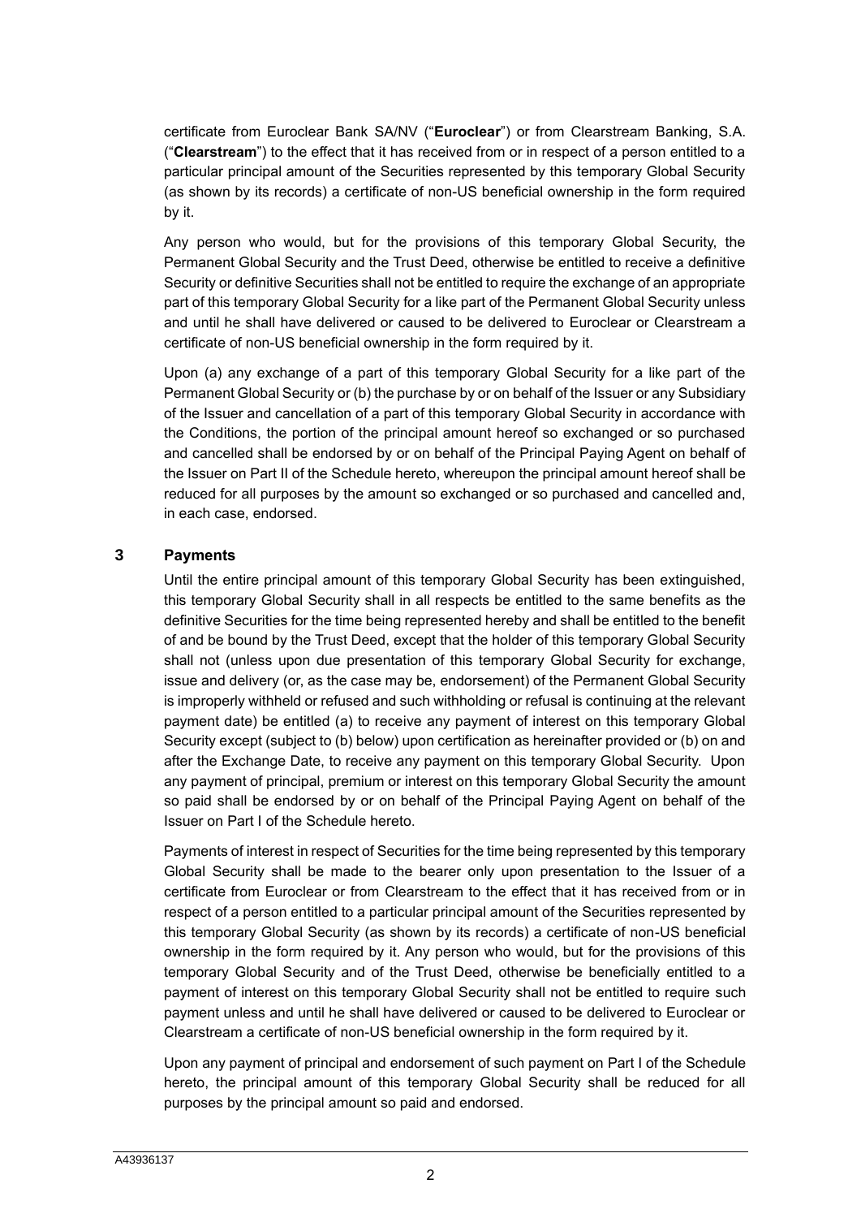certificate from Euroclear Bank SA/NV ("**Euroclear**") or from Clearstream Banking, S.A. ("**Clearstream**") to the effect that it has received from or in respect of a person entitled to a particular principal amount of the Securities represented by this temporary Global Security (as shown by its records) a certificate of non-US beneficial ownership in the form required by it.

Any person who would, but for the provisions of this temporary Global Security, the Permanent Global Security and the Trust Deed, otherwise be entitled to receive a definitive Security or definitive Securities shall not be entitled to require the exchange of an appropriate part of this temporary Global Security for a like part of the Permanent Global Security unless and until he shall have delivered or caused to be delivered to Euroclear or Clearstream a certificate of non-US beneficial ownership in the form required by it.

Upon (a) any exchange of a part of this temporary Global Security for a like part of the Permanent Global Security or (b) the purchase by or on behalf of the Issuer or any Subsidiary of the Issuer and cancellation of a part of this temporary Global Security in accordance with the Conditions, the portion of the principal amount hereof so exchanged or so purchased and cancelled shall be endorsed by or on behalf of the Principal Paying Agent on behalf of the Issuer on Part II of the Schedule hereto, whereupon the principal amount hereof shall be reduced for all purposes by the amount so exchanged or so purchased and cancelled and, in each case, endorsed.

## 3 Payments

Until the entire principal amount of this temporary Global Security has been extinguished, this temporary Global Security shall in all respects be entitled to the same benefits as the definitive Securities for the time being represented hereby and shall be entitled to the benefit of and be bound by the Trust Deed, except that the holder of this temporary Global Security shall not (unless upon due presentation of this temporary Global Security for exchange, issue and delivery (or, as the case may be, endorsement) of the Permanent Global Security is improperly withheld or refused and such withholding or refusal is continuing at the relevant payment date) be entitled (a) to receive any payment of interest on this temporary Global Security except (subject to (b) below) upon certification as hereinafter provided or (b) on and after the Exchange Date, to receive any payment on this temporary Global Security. Upon any payment of principal, premium or interest on this temporary Global Security the amount so paid shall be endorsed by or on behalf of the Principal Paying Agent on behalf of the Issuer on Part I of the Schedule hereto.

Payments of interest in respect of Securities for the time being represented by this temporary Global Security shall be made to the bearer only upon presentation to the Issuer of a certificate from Euroclear or from Clearstream to the effect that it has received from or in respect of a person entitled to a particular principal amount of the Securities represented by this temporary Global Security (as shown by its records) a certificate of non-US beneficial ownership in the form required by it. Any person who would, but for the provisions of this temporary Global Security and of the Trust Deed, otherwise be beneficially entitled to a payment of interest on this temporary Global Security shall not be entitled to require such payment unless and until he shall have delivered or caused to be delivered to Euroclear or Clearstream a certificate of non-US beneficial ownership in the form required by it.

Upon any payment of principal and endorsement of such payment on Part I of the Schedule hereto, the principal amount of this temporary Global Security shall be reduced for all purposes by the principal amount so paid and endorsed.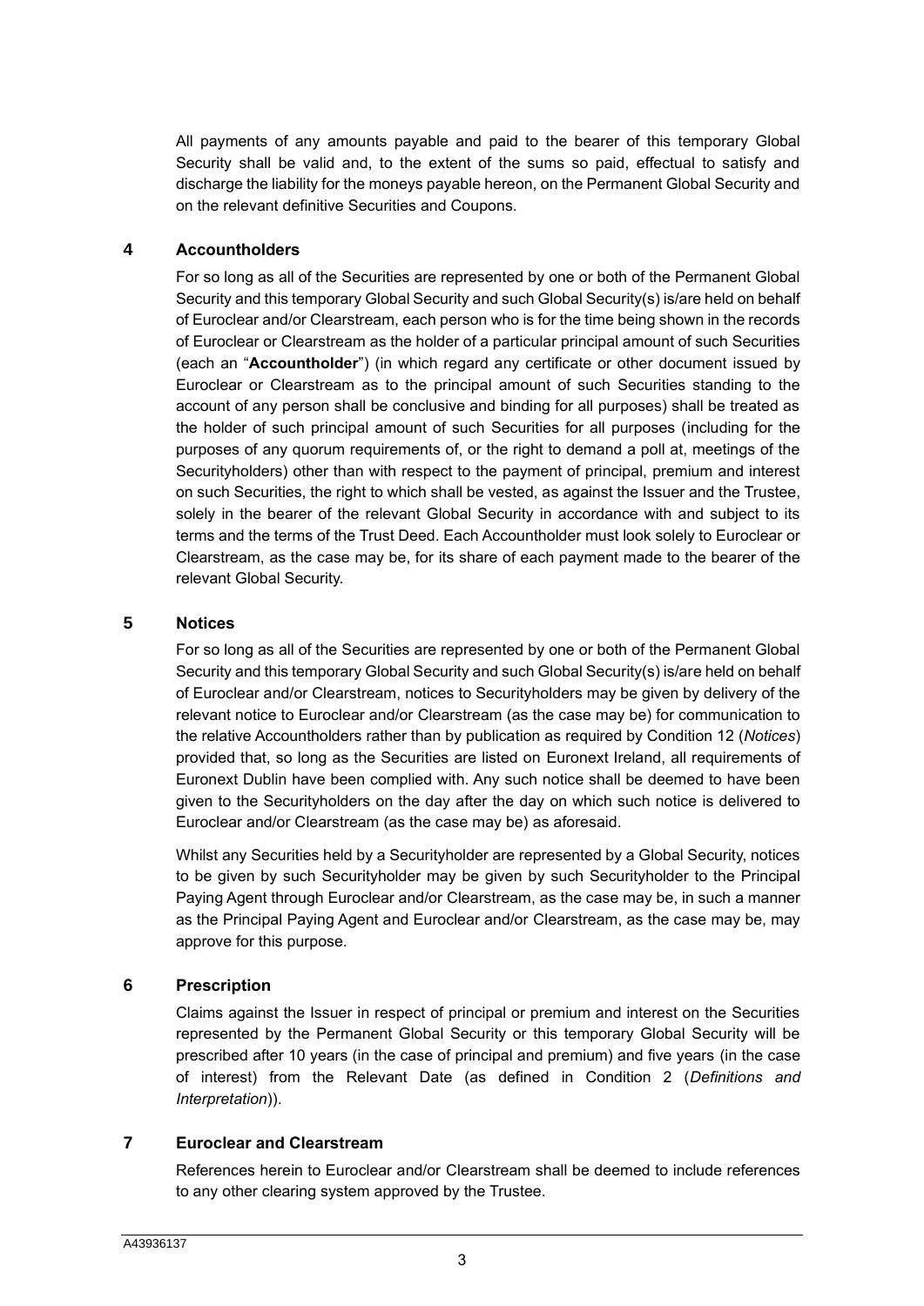All payments of any amounts payable and paid to the bearer of this temporary Global Security shall be valid and, to the extent of the sums so paid, effectual to satisfy and discharge the liability for the moneys payable hereon, on the Permanent Global Security and on the relevant definitive Securities and Coupons.

## 4 Accountholders

For so long as all of the Securities are represented by one or both of the Permanent Global Security and this temporary Global Security and such Global Security(s) is/are held on behalf of Euroclear and/or Clearstream, each person who is for the time being shown in the records of Euroclear or Clearstream as the holder of a particular principal amount of such Securities (each an "**Accountholder**") (in which regard any certificate or other document issued by Euroclear or Clearstream as to the principal amount of such Securities standing to the account of any person shall be conclusive and binding for all purposes) shall be treated as the holder of such principal amount of such Securities for all purposes (including for the purposes of any quorum requirements of, or the right to demand a poll at, meetings of the Securityholders) other than with respect to the payment of principal, premium and interest on such Securities, the right to which shall be vested, as against the Issuer and the Trustee, solely in the bearer of the relevant Global Security in accordance with and subject to its terms and the terms of the Trust Deed. Each Accountholder must look solely to Euroclear or Clearstream, as the case may be, for its share of each payment made to the bearer of the relevant Global Security.

## 5 Notices

For so long as all of the Securities are represented by one or both of the Permanent Global Security and this temporary Global Security and such Global Security(s) is/are held on behalf of Euroclear and/or Clearstream, notices to Securityholders may be given by delivery of the relevant notice to Euroclear and/or Clearstream (as the case may be) for communication to the relative Accountholders rather than by publication as required by Condition 12 (*Notices*) provided that, so long as the Securities are listed on Euronext Ireland, all requirements of Euronext Dublin have been complied with. Any such notice shall be deemed to have been given to the Securityholders on the day after the day on which such notice is delivered to Euroclear and/or Clearstream (as the case may be) as aforesaid.

Whilst any Securities held by a Securityholder are represented by a Global Security, notices to be given by such Securityholder may be given by such Securityholder to the Principal Paying Agent through Euroclear and/or Clearstream, as the case may be, in such a manner as the Principal Paying Agent and Euroclear and/or Clearstream, as the case may be, may approve for this purpose.

## 6 Prescription

Claims against the Issuer in respect of principal or premium and interest on the Securities represented by the Permanent Global Security or this temporary Global Security will be prescribed after 10 years (in the case of principal and premium) and five years (in the case of interest) from the Relevant Date (as defined in Condition 2 (*Definitions and Interpretation*)).

## 7 Euroclear and Clearstream

References herein to Euroclear and/or Clearstream shall be deemed to include references to any other clearing system approved by the Trustee.

A43936137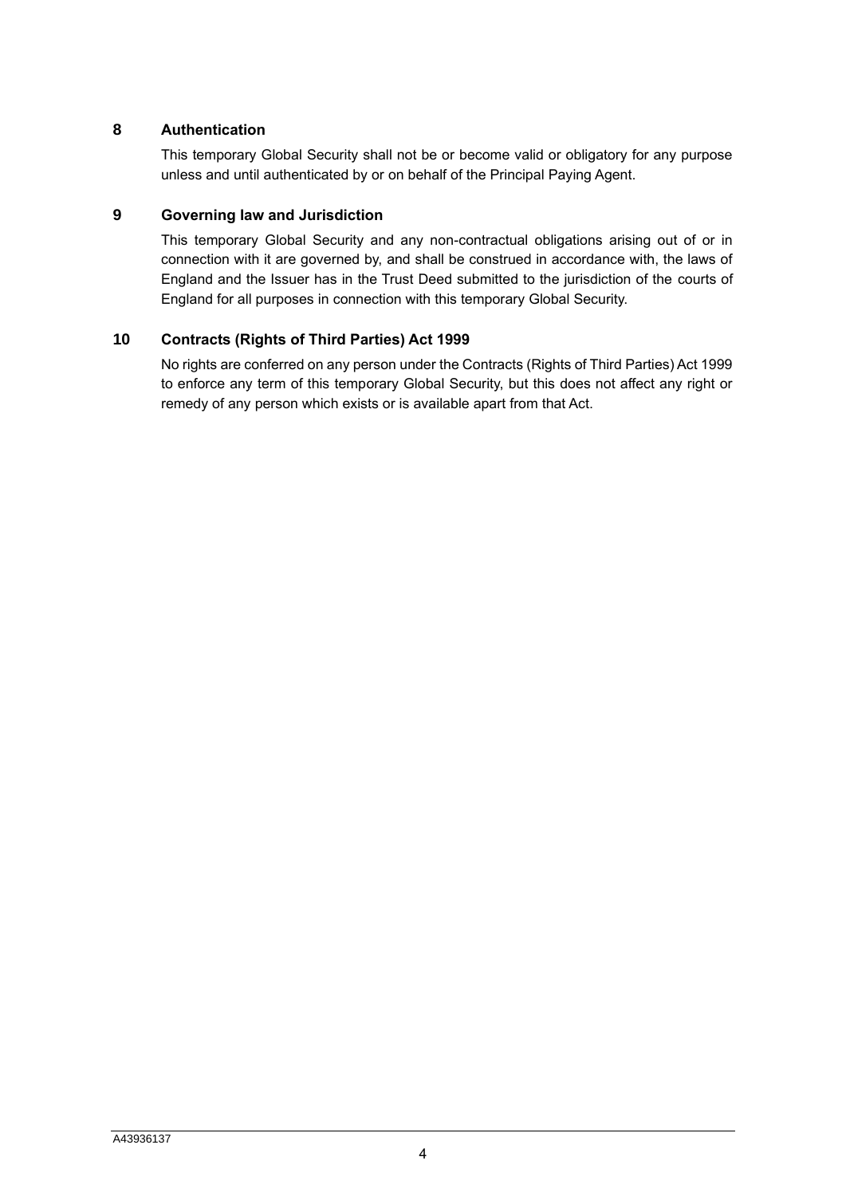## 8 Authentication

This temporary Global Security shall not be or become valid or obligatory for any purpose unless and until authenticated by or on behalf of the Principal Paying Agent.

## 9 Governing law and Jurisdiction

This temporary Global Security and any non-contractual obligations arising out of or in connection with it are governed by, and shall be construed in accordance with, the laws of England and the Issuer has in the Trust Deed submitted to the jurisdiction of the courts of England for all purposes in connection with this temporary Global Security.

## 10 Contracts (Rights of Third Parties) Act 1999

No rights are conferred on any person under the Contracts (Rights of Third Parties) Act 1999 to enforce any term of this temporary Global Security, but this does not affect any right or remedy of any person which exists or is available apart from that Act.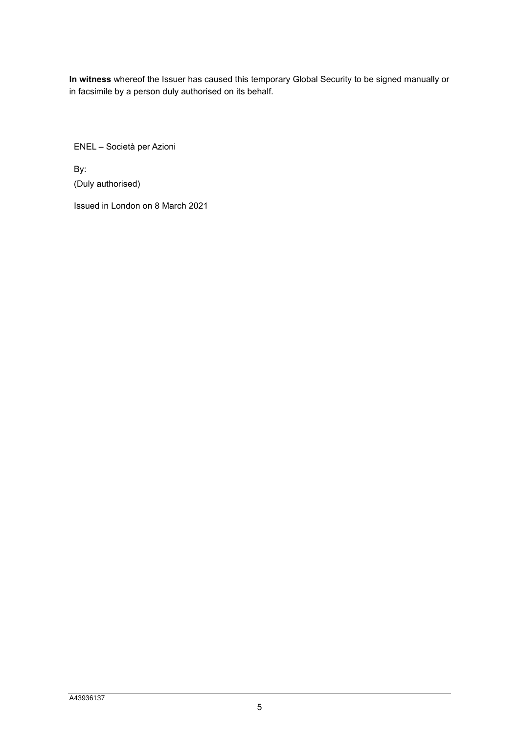**In witness** whereof the Issuer has caused this temporary Global Security to be signed manually or in facsimile by a person duly authorised on its behalf.

ENEL – Società per Azioni

By:

(Duly authorised)

Issued in London on 8 March 2021

A43936137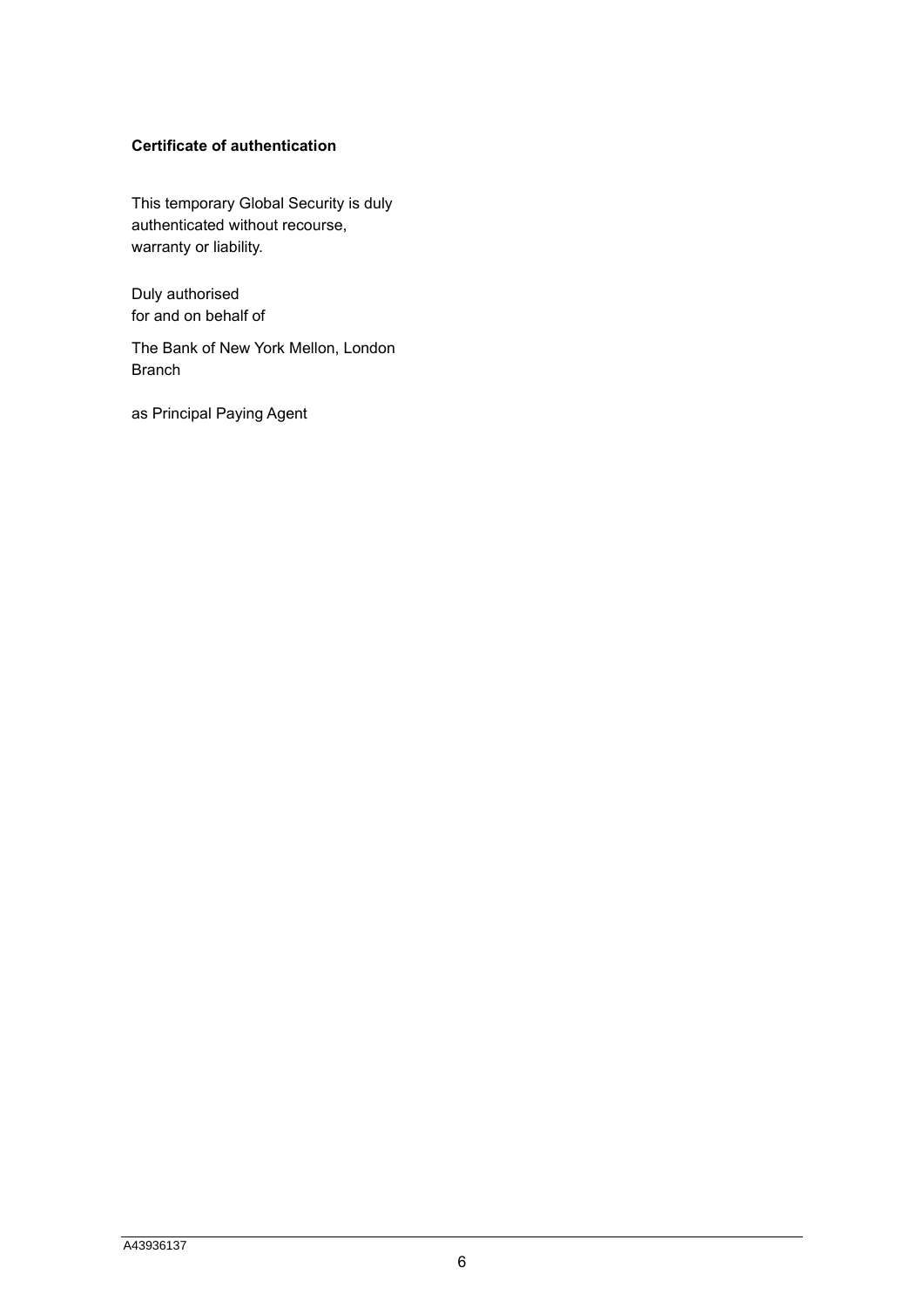**Certificate of authentication**

This temporary Global Security is duly authenticated without recourse, warranty or liability.

Duly authorised
for and on behalf of

The Bank of New York Mellon, London Branch

as Principal Paying Agent

A43936137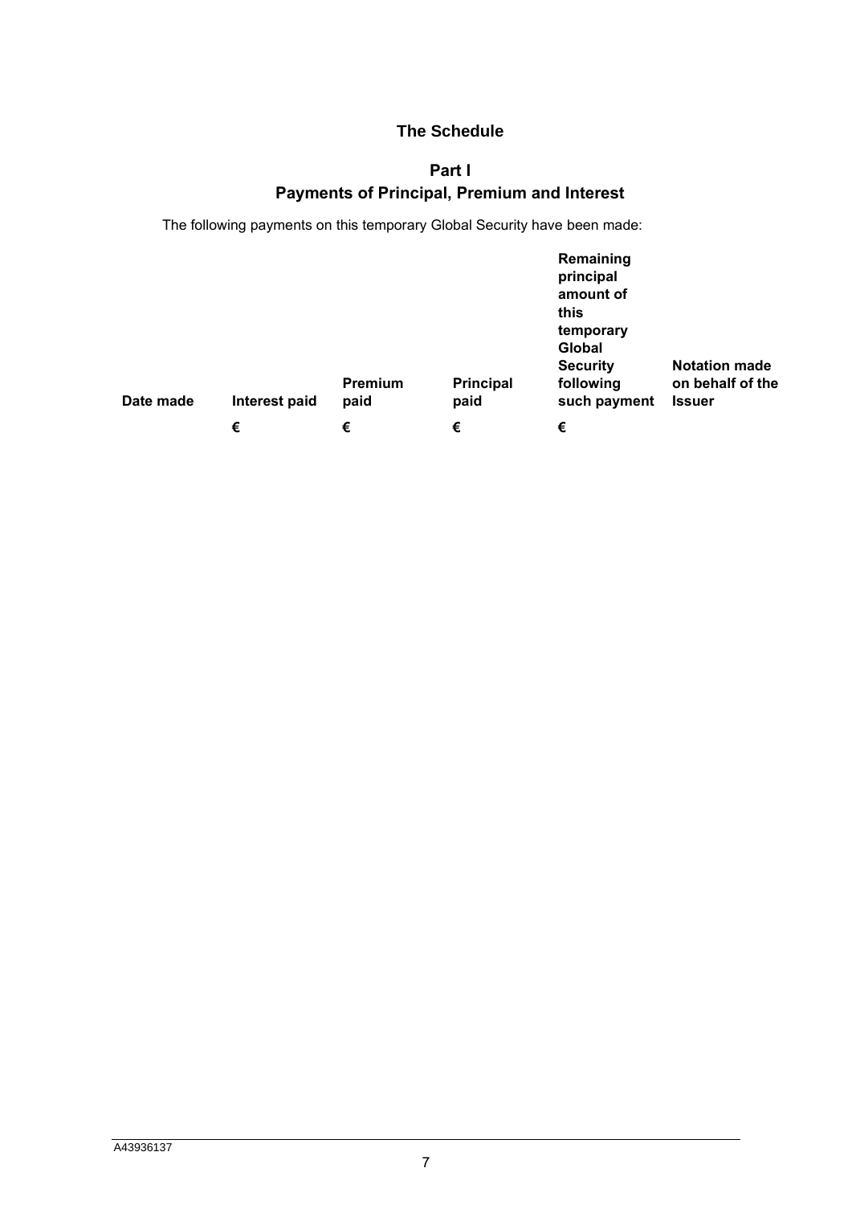# The Schedule

## Part I
## Payments of Principal, Premium and Interest

The following payments on this temporary Global Security have been made:

| **Date made** | **Interest paid** | **Premium paid** | **Principal paid** | **Remaining principal amount of this temporary Global Security following such payment** | **Notation made on behalf of the Issuer** |
|---|---|---|---|---|---|
| | **€** | **€** | **€** | **€** | |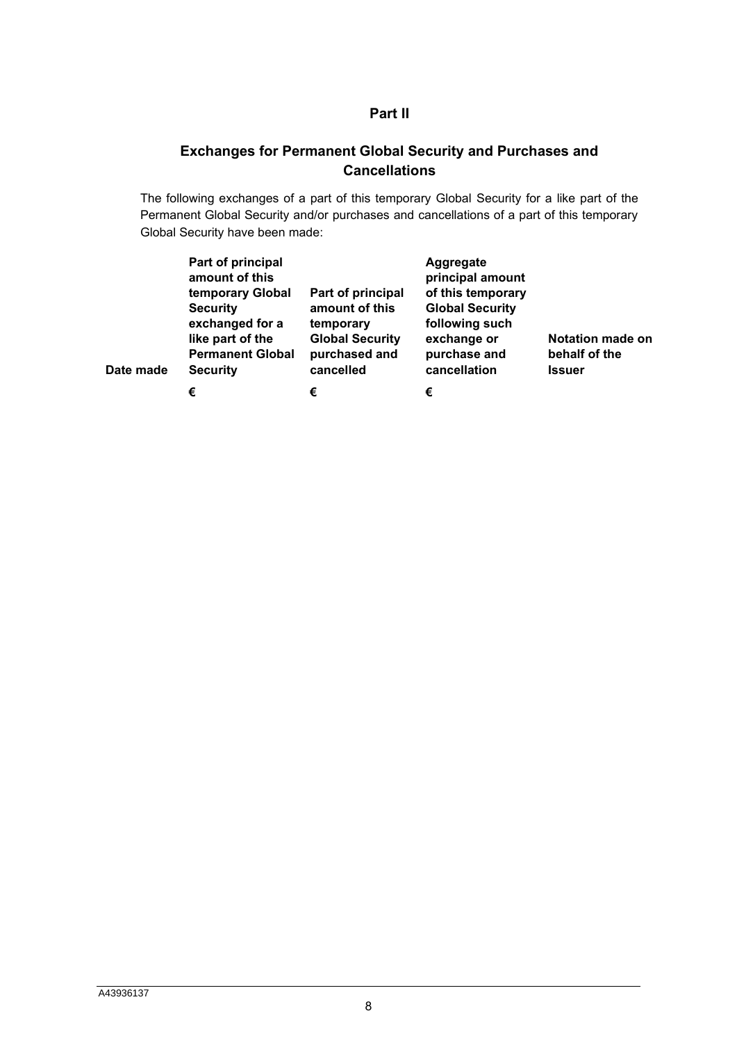## Part II

## Exchanges for Permanent Global Security and Purchases and Cancellations

The following exchanges of a part of this temporary Global Security for a like part of the Permanent Global Security and/or purchases and cancellations of a part of this temporary Global Security have been made:

| Date made | Part of principal amount of this temporary Global Security exchanged for a like part of the Permanent Global Security | Part of principal amount of this temporary Global Security purchased and cancelled | Aggregate principal amount of this temporary Global Security following such exchange or purchase and cancellation | Notation made on behalf of the Issuer |
|---|---|---|---|---|
| | € | € | € | |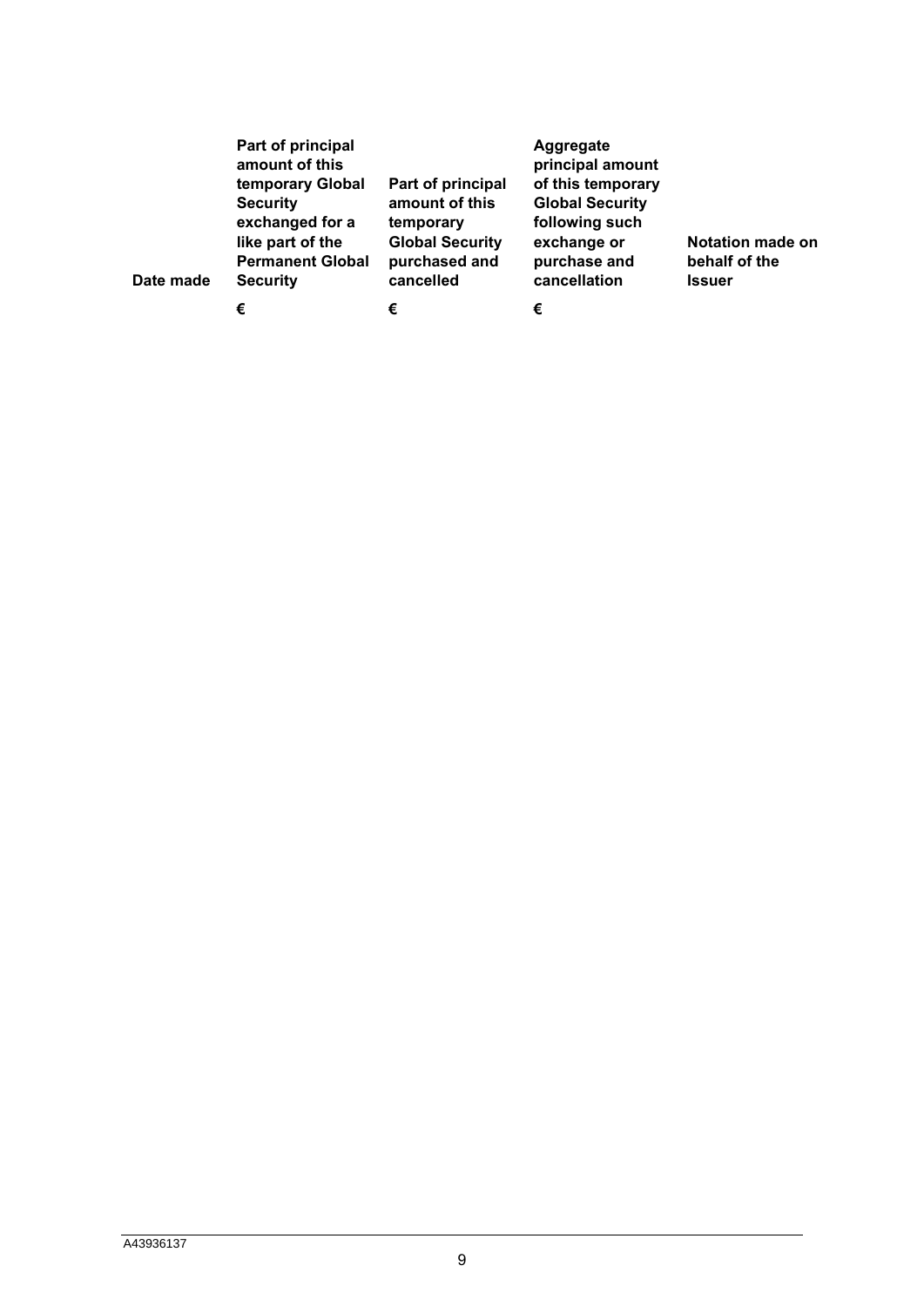| Date made | Part of principal amount of this temporary Global Security exchanged for a like part of the Permanent Global Security | Part of principal amount of this temporary Global Security purchased and cancelled | Aggregate principal amount of this temporary Global Security following such exchange or purchase and cancellation | Notation made on behalf of the Issuer |
|---|---|---|---|---|
| | € | € | € | |

A43936137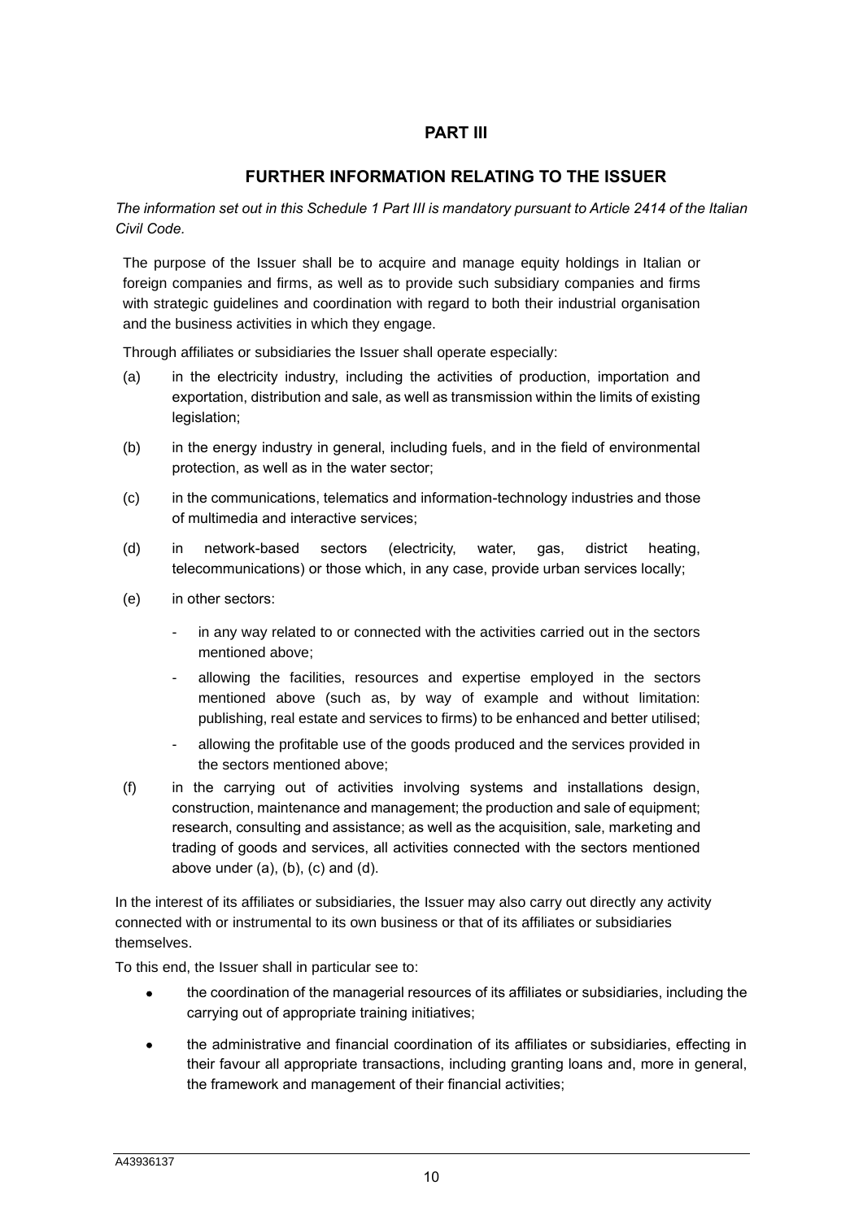# PART III

## FURTHER INFORMATION RELATING TO THE ISSUER

*The information set out in this Schedule 1 Part III is mandatory pursuant to Article 2414 of the Italian Civil Code.*

The purpose of the Issuer shall be to acquire and manage equity holdings in Italian or foreign companies and firms, as well as to provide such subsidiary companies and firms with strategic guidelines and coordination with regard to both their industrial organisation and the business activities in which they engage.

Through affiliates or subsidiaries the Issuer shall operate especially:

(a) in the electricity industry, including the activities of production, importation and exportation, distribution and sale, as well as transmission within the limits of existing legislation;

(b) in the energy industry in general, including fuels, and in the field of environmental protection, as well as in the water sector;

(c) in the communications, telematics and information-technology industries and those of multimedia and interactive services;

(d) in network-based sectors (electricity, water, gas, district heating, telecommunications) or those which, in any case, provide urban services locally;

(e) in other sectors:

- in any way related to or connected with the activities carried out in the sectors mentioned above;
- allowing the facilities, resources and expertise employed in the sectors mentioned above (such as, by way of example and without limitation: publishing, real estate and services to firms) to be enhanced and better utilised;
- allowing the profitable use of the goods produced and the services provided in the sectors mentioned above;

(f) in the carrying out of activities involving systems and installations design, construction, maintenance and management; the production and sale of equipment; research, consulting and assistance; as well as the acquisition, sale, marketing and trading of goods and services, all activities connected with the sectors mentioned above under (a), (b), (c) and (d).

In the interest of its affiliates or subsidiaries, the Issuer may also carry out directly any activity connected with or instrumental to its own business or that of its affiliates or subsidiaries themselves.

To this end, the Issuer shall in particular see to:

- the coordination of the managerial resources of its affiliates or subsidiaries, including the carrying out of appropriate training initiatives;
- the administrative and financial coordination of its affiliates or subsidiaries, effecting in their favour all appropriate transactions, including granting loans and, more in general, the framework and management of their financial activities;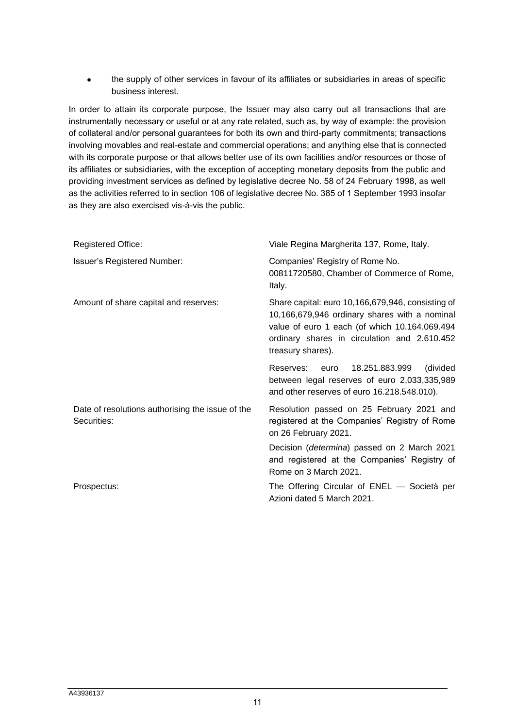- the supply of other services in favour of its affiliates or subsidiaries in areas of specific business interest.

In order to attain its corporate purpose, the Issuer may also carry out all transactions that are instrumentally necessary or useful or at any rate related, such as, by way of example: the provision of collateral and/or personal guarantees for both its own and third-party commitments; transactions involving movables and real-estate and commercial operations; and anything else that is connected with its corporate purpose or that allows better use of its own facilities and/or resources or those of its affiliates or subsidiaries, with the exception of accepting monetary deposits from the public and providing investment services as defined by legislative decree No. 58 of 24 February 1998, as well as the activities referred to in section 106 of legislative decree No. 385 of 1 September 1993 insofar as they are also exercised vis-à-vis the public.

| | |
|---|---|
| Registered Office: | Viale Regina Margherita 137, Rome, Italy. |
| Issuer's Registered Number: | Companies' Registry of Rome No. 00811720580, Chamber of Commerce of Rome, Italy. |
| Amount of share capital and reserves: | Share capital: euro 10,166,679,946, consisting of 10,166,679,946 ordinary shares with a nominal value of euro 1 each (of which 10.164.069.494 ordinary shares in circulation and 2.610.452 treasury shares). |
| | Reserves: euro 18.251.883.999 (divided between legal reserves of euro 2,033,335,989 and other reserves of euro 16.218.548.010). |
| Date of resolutions authorising the issue of the Securities: | Resolution passed on 25 February 2021 and registered at the Companies' Registry of Rome on 26 February 2021. |
| | Decision (*determina*) passed on 2 March 2021 and registered at the Companies' Registry of Rome on 3 March 2021. |
| Prospectus: | The Offering Circular of ENEL — Società per Azioni dated 5 March 2021. |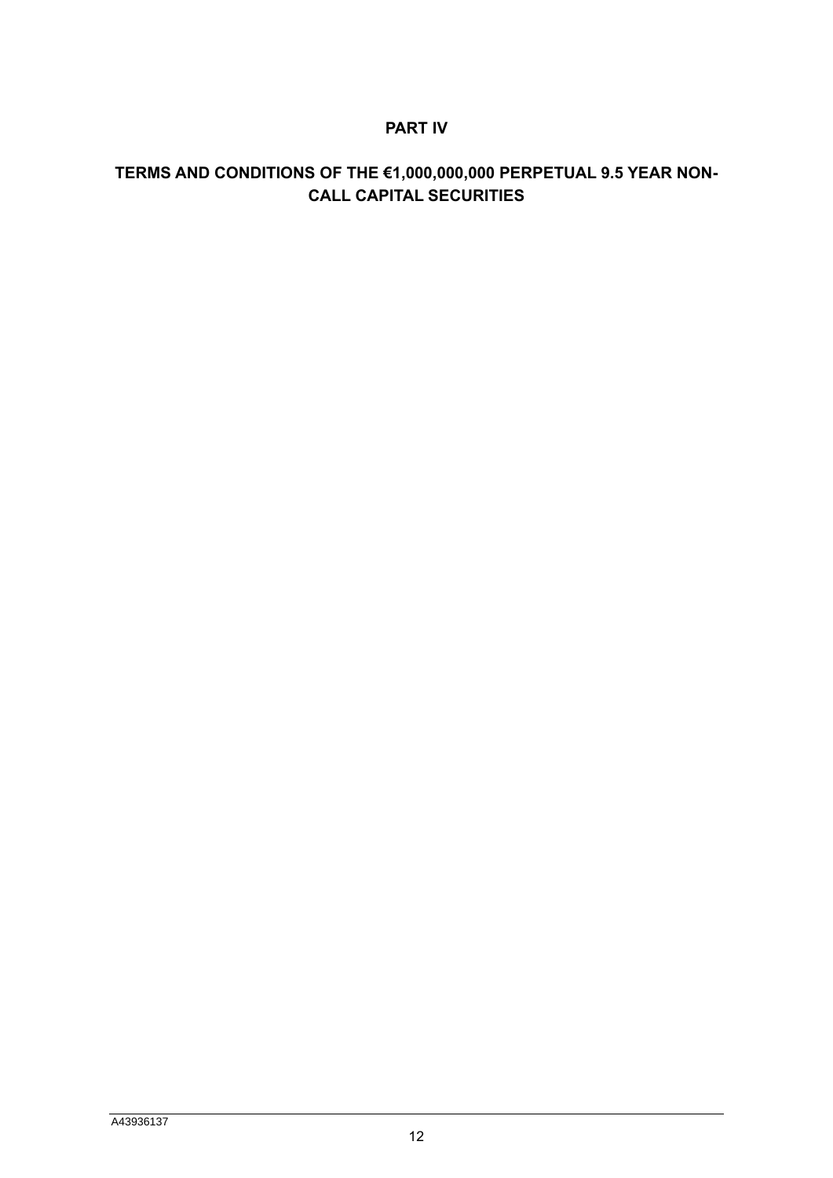# PART IV

## TERMS AND CONDITIONS OF THE €1,000,000,000 PERPETUAL 9.5 YEAR NON-CALL CAPITAL SECURITIES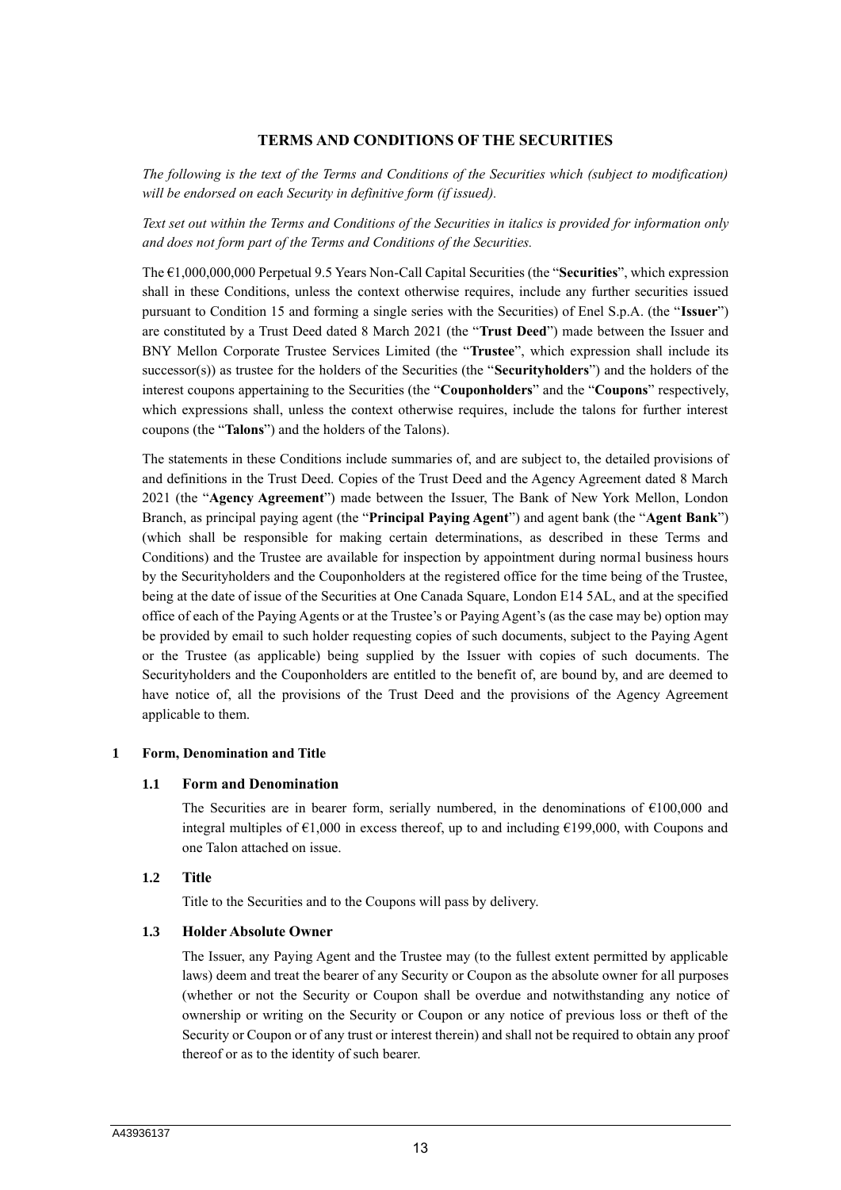## TERMS AND CONDITIONS OF THE SECURITIES

*The following is the text of the Terms and Conditions of the Securities which (subject to modification) will be endorsed on each Security in definitive form (if issued).*

*Text set out within the Terms and Conditions of the Securities in italics is provided for information only and does not form part of the Terms and Conditions of the Securities.*

The €1,000,000,000 Perpetual 9.5 Years Non-Call Capital Securities (the "**Securities**", which expression shall in these Conditions, unless the context otherwise requires, include any further securities issued pursuant to Condition 15 and forming a single series with the Securities) of Enel S.p.A. (the "**Issuer**") are constituted by a Trust Deed dated 8 March 2021 (the "**Trust Deed**") made between the Issuer and BNY Mellon Corporate Trustee Services Limited (the "**Trustee**", which expression shall include its successor(s)) as trustee for the holders of the Securities (the "**Securityholders**") and the holders of the interest coupons appertaining to the Securities (the "**Couponholders**" and the "**Coupons**" respectively, which expressions shall, unless the context otherwise requires, include the talons for further interest coupons (the "**Talons**") and the holders of the Talons).

The statements in these Conditions include summaries of, and are subject to, the detailed provisions of and definitions in the Trust Deed. Copies of the Trust Deed and the Agency Agreement dated 8 March 2021 (the "**Agency Agreement**") made between the Issuer, The Bank of New York Mellon, London Branch, as principal paying agent (the "**Principal Paying Agent**") and agent bank (the "**Agent Bank**") (which shall be responsible for making certain determinations, as described in these Terms and Conditions) and the Trustee are available for inspection by appointment during normal business hours by the Securityholders and the Couponholders at the registered office for the time being of the Trustee, being at the date of issue of the Securities at One Canada Square, London E14 5AL, and at the specified office of each of the Paying Agents or at the Trustee's or Paying Agent's (as the case may be) option may be provided by email to such holder requesting copies of such documents, subject to the Paying Agent or the Trustee (as applicable) being supplied by the Issuer with copies of such documents. The Securityholders and the Couponholders are entitled to the benefit of, are bound by, and are deemed to have notice of, all the provisions of the Trust Deed and the provisions of the Agency Agreement applicable to them.

### 1 Form, Denomination and Title

#### 1.1 Form and Denomination

The Securities are in bearer form, serially numbered, in the denominations of €100,000 and integral multiples of €1,000 in excess thereof, up to and including €199,000, with Coupons and one Talon attached on issue.

#### 1.2 Title

Title to the Securities and to the Coupons will pass by delivery.

#### 1.3 Holder Absolute Owner

The Issuer, any Paying Agent and the Trustee may (to the fullest extent permitted by applicable laws) deem and treat the bearer of any Security or Coupon as the absolute owner for all purposes (whether or not the Security or Coupon shall be overdue and notwithstanding any notice of ownership or writing on the Security or Coupon or any notice of previous loss or theft of the Security or Coupon or of any trust or interest therein) and shall not be required to obtain any proof thereof or as to the identity of such bearer.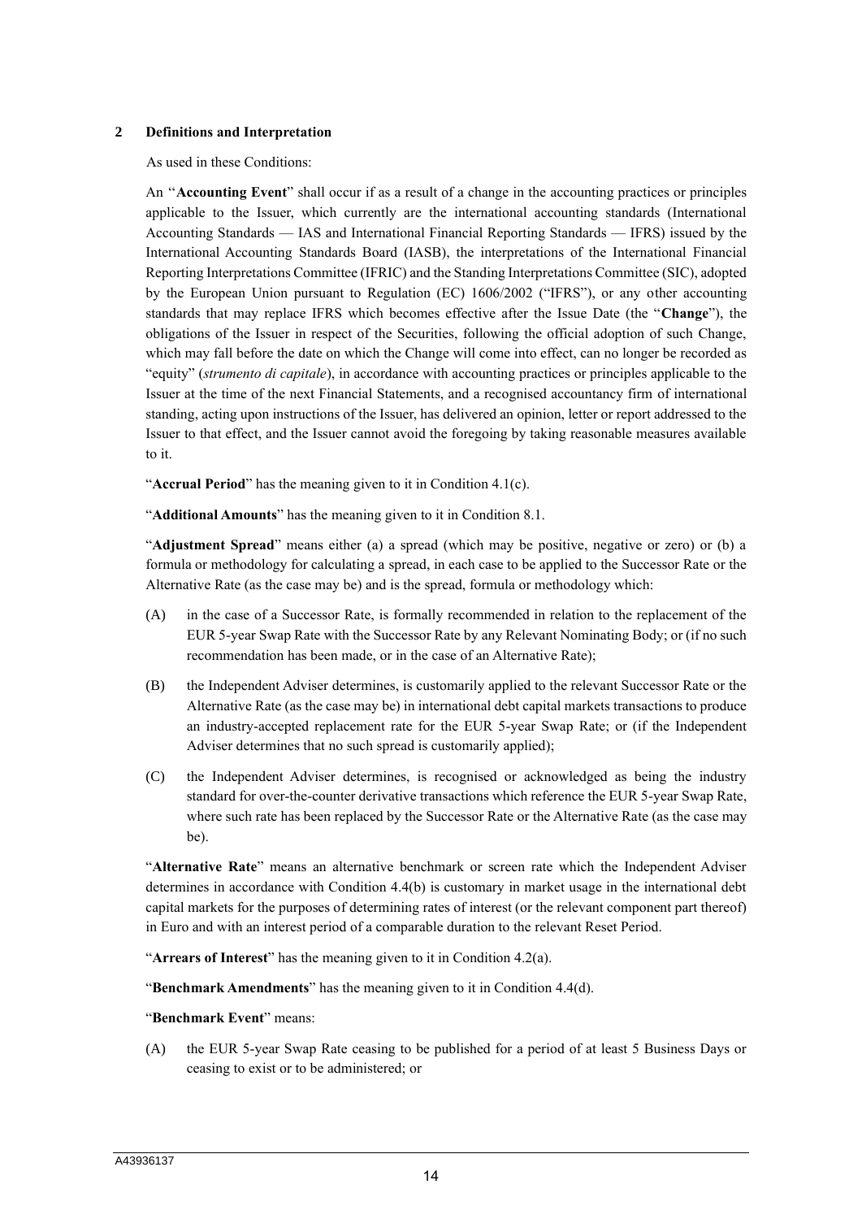## 2 Definitions and Interpretation

As used in these Conditions:

An "**Accounting Event**" shall occur if as a result of a change in the accounting practices or principles applicable to the Issuer, which currently are the international accounting standards (International Accounting Standards — IAS and International Financial Reporting Standards — IFRS) issued by the International Accounting Standards Board (IASB), the interpretations of the International Financial Reporting Interpretations Committee (IFRIC) and the Standing Interpretations Committee (SIC), adopted by the European Union pursuant to Regulation (EC) 1606/2002 ("IFRS"), or any other accounting standards that may replace IFRS which becomes effective after the Issue Date (the "**Change**"), the obligations of the Issuer in respect of the Securities, following the official adoption of such Change, which may fall before the date on which the Change will come into effect, can no longer be recorded as "equity" (*strumento di capitale*), in accordance with accounting practices or principles applicable to the Issuer at the time of the next Financial Statements, and a recognised accountancy firm of international standing, acting upon instructions of the Issuer, has delivered an opinion, letter or report addressed to the Issuer to that effect, and the Issuer cannot avoid the foregoing by taking reasonable measures available to it.

"**Accrual Period**" has the meaning given to it in Condition 4.1(c).

"**Additional Amounts**" has the meaning given to it in Condition 8.1.

"**Adjustment Spread**" means either (a) a spread (which may be positive, negative or zero) or (b) a formula or methodology for calculating a spread, in each case to be applied to the Successor Rate or the Alternative Rate (as the case may be) and is the spread, formula or methodology which:

(A) in the case of a Successor Rate, is formally recommended in relation to the replacement of the EUR 5-year Swap Rate with the Successor Rate by any Relevant Nominating Body; or (if no such recommendation has been made, or in the case of an Alternative Rate);

(B) the Independent Adviser determines, is customarily applied to the relevant Successor Rate or the Alternative Rate (as the case may be) in international debt capital markets transactions to produce an industry-accepted replacement rate for the EUR 5-year Swap Rate; or (if the Independent Adviser determines that no such spread is customarily applied);

(C) the Independent Adviser determines, is recognised or acknowledged as being the industry standard for over-the-counter derivative transactions which reference the EUR 5-year Swap Rate, where such rate has been replaced by the Successor Rate or the Alternative Rate (as the case may be).

"**Alternative Rate**" means an alternative benchmark or screen rate which the Independent Adviser determines in accordance with Condition 4.4(b) is customary in market usage in the international debt capital markets for the purposes of determining rates of interest (or the relevant component part thereof) in Euro and with an interest period of a comparable duration to the relevant Reset Period.

"**Arrears of Interest**" has the meaning given to it in Condition 4.2(a).

"**Benchmark Amendments**" has the meaning given to it in Condition 4.4(d).

"**Benchmark Event**" means:

(A) the EUR 5-year Swap Rate ceasing to be published for a period of at least 5 Business Days or ceasing to exist or to be administered; or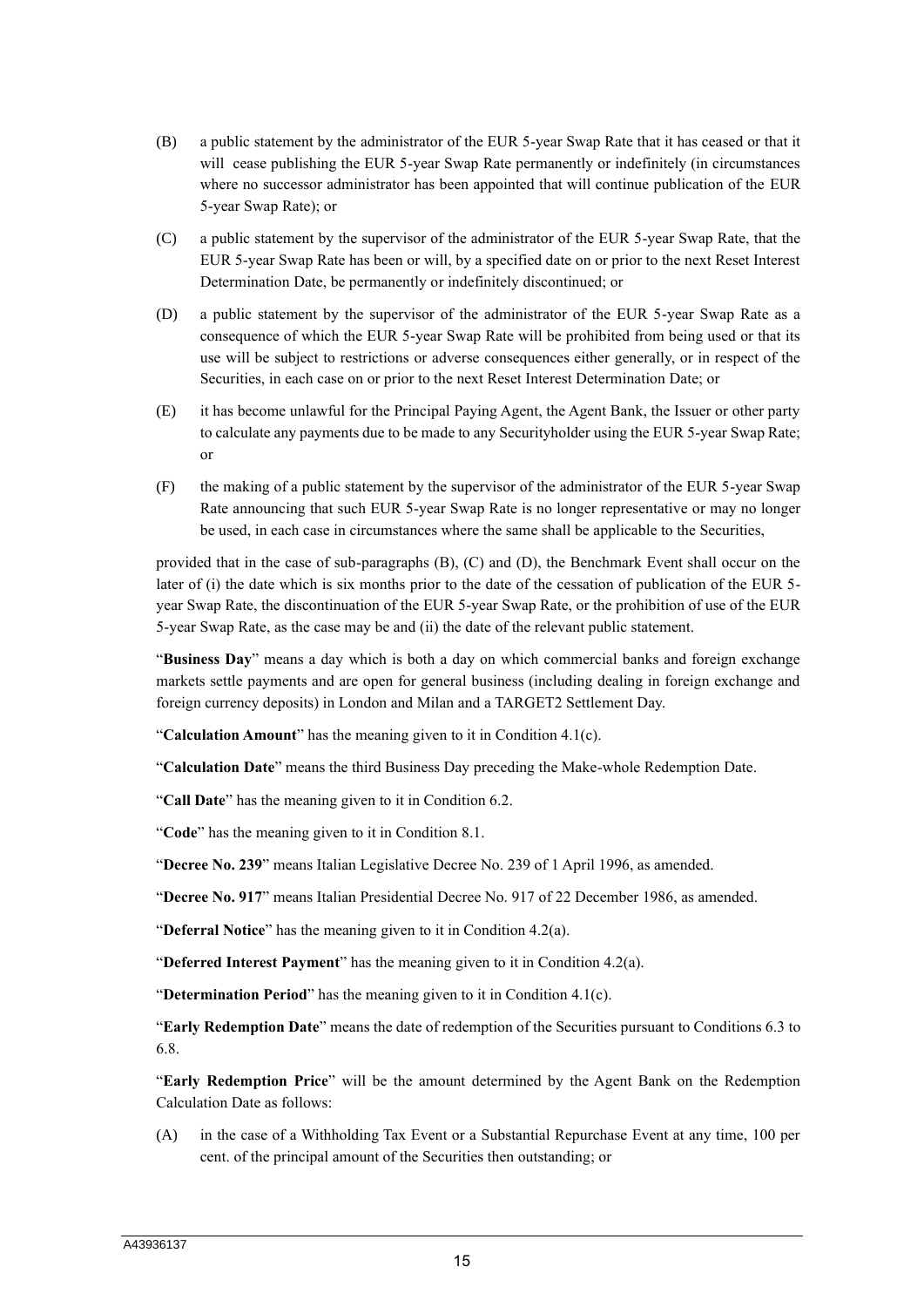(B) a public statement by the administrator of the EUR 5-year Swap Rate that it has ceased or that it will cease publishing the EUR 5-year Swap Rate permanently or indefinitely (in circumstances where no successor administrator has been appointed that will continue publication of the EUR 5-year Swap Rate); or

(C) a public statement by the supervisor of the administrator of the EUR 5-year Swap Rate, that the EUR 5-year Swap Rate has been or will, by a specified date on or prior to the next Reset Interest Determination Date, be permanently or indefinitely discontinued; or

(D) a public statement by the supervisor of the administrator of the EUR 5-year Swap Rate as a consequence of which the EUR 5-year Swap Rate will be prohibited from being used or that its use will be subject to restrictions or adverse consequences either generally, or in respect of the Securities, in each case on or prior to the next Reset Interest Determination Date; or

(E) it has become unlawful for the Principal Paying Agent, the Agent Bank, the Issuer or other party to calculate any payments due to be made to any Securityholder using the EUR 5-year Swap Rate; or

(F) the making of a public statement by the supervisor of the administrator of the EUR 5-year Swap Rate announcing that such EUR 5-year Swap Rate is no longer representative or may no longer be used, in each case in circumstances where the same shall be applicable to the Securities,

provided that in the case of sub-paragraphs (B), (C) and (D), the Benchmark Event shall occur on the later of (i) the date which is six months prior to the date of the cessation of publication of the EUR 5-year Swap Rate, the discontinuation of the EUR 5-year Swap Rate, or the prohibition of use of the EUR 5-year Swap Rate, as the case may be and (ii) the date of the relevant public statement.

"**Business Day**" means a day which is both a day on which commercial banks and foreign exchange markets settle payments and are open for general business (including dealing in foreign exchange and foreign currency deposits) in London and Milan and a TARGET2 Settlement Day.

"**Calculation Amount**" has the meaning given to it in Condition 4.1(c).

"**Calculation Date**" means the third Business Day preceding the Make-whole Redemption Date.

"**Call Date**" has the meaning given to it in Condition 6.2.

"**Code**" has the meaning given to it in Condition 8.1.

"**Decree No. 239**" means Italian Legislative Decree No. 239 of 1 April 1996, as amended.

"**Decree No. 917**" means Italian Presidential Decree No. 917 of 22 December 1986, as amended.

"**Deferral Notice**" has the meaning given to it in Condition 4.2(a).

"**Deferred Interest Payment**" has the meaning given to it in Condition 4.2(a).

"**Determination Period**" has the meaning given to it in Condition 4.1(c).

"**Early Redemption Date**" means the date of redemption of the Securities pursuant to Conditions 6.3 to 6.8.

"**Early Redemption Price**" will be the amount determined by the Agent Bank on the Redemption Calculation Date as follows:

(A) in the case of a Withholding Tax Event or a Substantial Repurchase Event at any time, 100 per cent. of the principal amount of the Securities then outstanding; or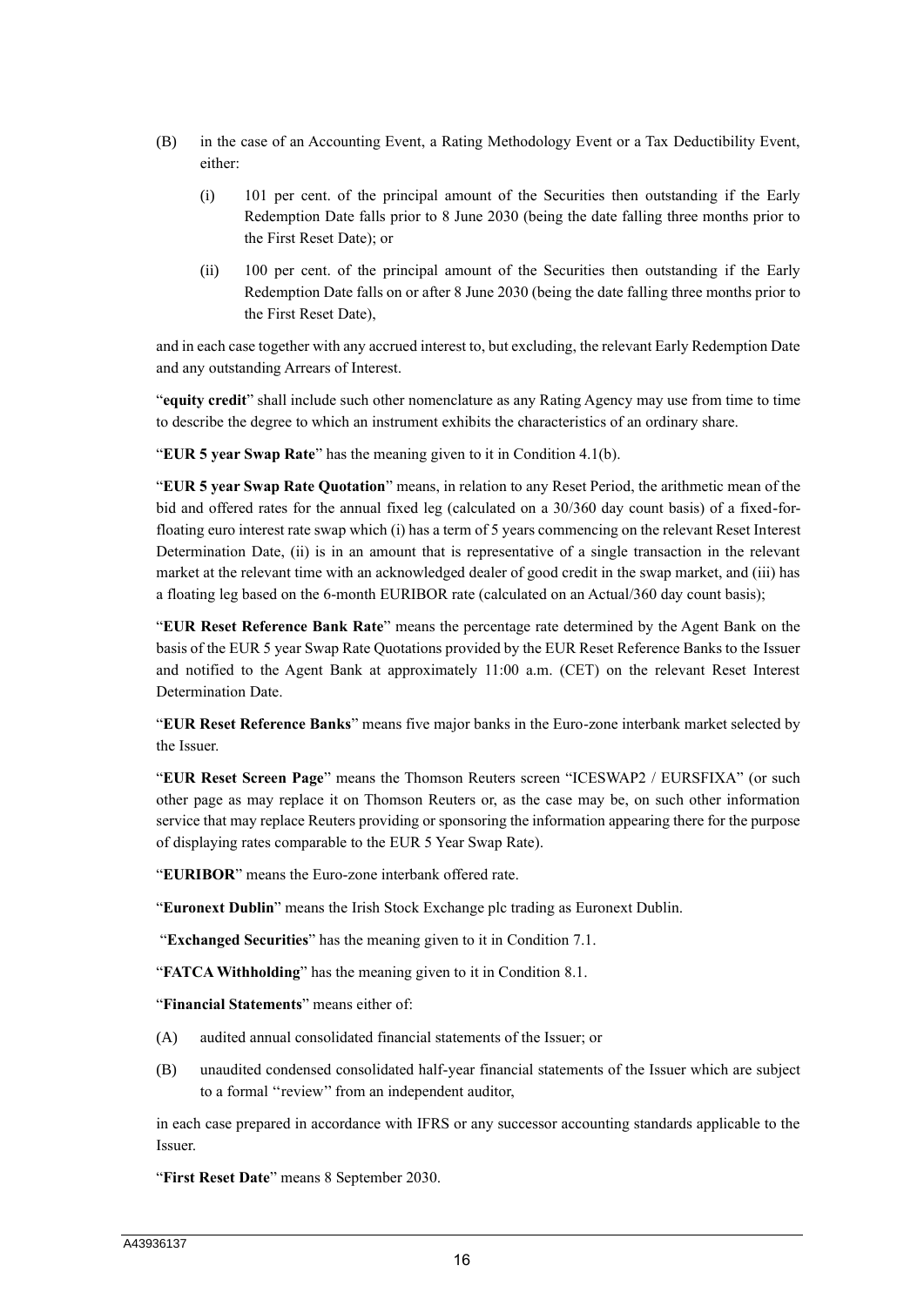(B) in the case of an Accounting Event, a Rating Methodology Event or a Tax Deductibility Event, either:

  (i) 101 per cent. of the principal amount of the Securities then outstanding if the Early Redemption Date falls prior to 8 June 2030 (being the date falling three months prior to the First Reset Date); or

  (ii) 100 per cent. of the principal amount of the Securities then outstanding if the Early Redemption Date falls on or after 8 June 2030 (being the date falling three months prior to the First Reset Date),

and in each case together with any accrued interest to, but excluding, the relevant Early Redemption Date and any outstanding Arrears of Interest.

"**equity credit**" shall include such other nomenclature as any Rating Agency may use from time to time to describe the degree to which an instrument exhibits the characteristics of an ordinary share.

"**EUR 5 year Swap Rate**" has the meaning given to it in Condition 4.1(b).

"**EUR 5 year Swap Rate Quotation**" means, in relation to any Reset Period, the arithmetic mean of the bid and offered rates for the annual fixed leg (calculated on a 30/360 day count basis) of a fixed-for-floating euro interest rate swap which (i) has a term of 5 years commencing on the relevant Reset Interest Determination Date, (ii) is in an amount that is representative of a single transaction in the relevant market at the relevant time with an acknowledged dealer of good credit in the swap market, and (iii) has a floating leg based on the 6-month EURIBOR rate (calculated on an Actual/360 day count basis);

"**EUR Reset Reference Bank Rate**" means the percentage rate determined by the Agent Bank on the basis of the EUR 5 year Swap Rate Quotations provided by the EUR Reset Reference Banks to the Issuer and notified to the Agent Bank at approximately 11:00 a.m. (CET) on the relevant Reset Interest Determination Date.

"**EUR Reset Reference Banks**" means five major banks in the Euro-zone interbank market selected by the Issuer.

"**EUR Reset Screen Page**" means the Thomson Reuters screen "ICESWAP2 / EURSFIXA" (or such other page as may replace it on Thomson Reuters or, as the case may be, on such other information service that may replace Reuters providing or sponsoring the information appearing there for the purpose of displaying rates comparable to the EUR 5 Year Swap Rate).

"**EURIBOR**" means the Euro-zone interbank offered rate.

"**Euronext Dublin**" means the Irish Stock Exchange plc trading as Euronext Dublin.

"**Exchanged Securities**" has the meaning given to it in Condition 7.1.

"**FATCA Withholding**" has the meaning given to it in Condition 8.1.

"**Financial Statements**" means either of:

(A) audited annual consolidated financial statements of the Issuer; or

(B) unaudited condensed consolidated half-year financial statements of the Issuer which are subject to a formal "review" from an independent auditor,

in each case prepared in accordance with IFRS or any successor accounting standards applicable to the Issuer.

"**First Reset Date**" means 8 September 2030.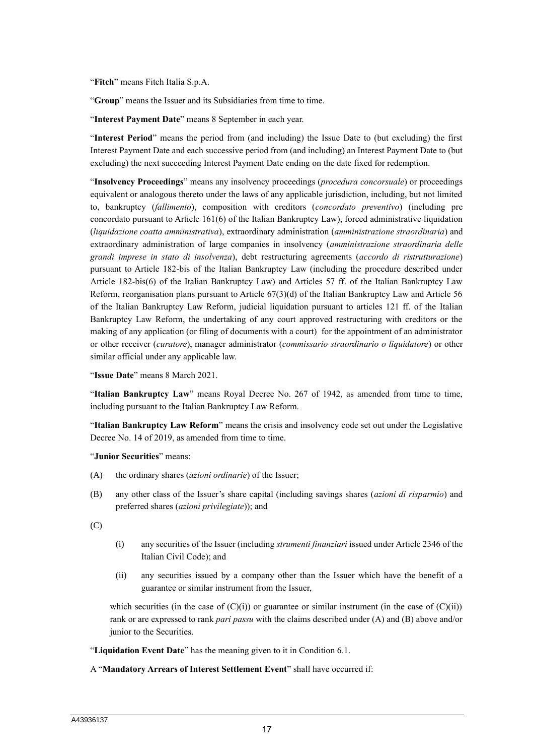"**Fitch**" means Fitch Italia S.p.A.

"**Group**" means the Issuer and its Subsidiaries from time to time.

"**Interest Payment Date**" means 8 September in each year.

"**Interest Period**" means the period from (and including) the Issue Date to (but excluding) the first Interest Payment Date and each successive period from (and including) an Interest Payment Date to (but excluding) the next succeeding Interest Payment Date ending on the date fixed for redemption.

"**Insolvency Proceedings**" means any insolvency proceedings (*procedura concorsuale*) or proceedings equivalent or analogous thereto under the laws of any applicable jurisdiction, including, but not limited to, bankruptcy (*fallimento*), composition with creditors (*concordato preventivo*) (including pre concordato pursuant to Article 161(6) of the Italian Bankruptcy Law), forced administrative liquidation (*liquidazione coatta amministrativa*), extraordinary administration (*amministrazione straordinaria*) and extraordinary administration of large companies in insolvency (*amministrazione straordinaria delle grandi imprese in stato di insolvenza*), debt restructuring agreements (*accordo di ristrutturazione*) pursuant to Article 182-bis of the Italian Bankruptcy Law (including the procedure described under Article 182-bis(6) of the Italian Bankruptcy Law) and Articles 57 ff. of the Italian Bankruptcy Law Reform, reorganisation plans pursuant to Article 67(3)(d) of the Italian Bankruptcy Law and Article 56 of the Italian Bankruptcy Law Reform, judicial liquidation pursuant to articles 121 ff. of the Italian Bankruptcy Law Reform, the undertaking of any court approved restructuring with creditors or the making of any application (or filing of documents with a court) for the appointment of an administrator or other receiver (*curatore*), manager administrator (*commissario straordinario o liquidatore*) or other similar official under any applicable law.

"**Issue Date**" means 8 March 2021.

"**Italian Bankruptcy Law**" means Royal Decree No. 267 of 1942, as amended from time to time, including pursuant to the Italian Bankruptcy Law Reform.

"**Italian Bankruptcy Law Reform**" means the crisis and insolvency code set out under the Legislative Decree No. 14 of 2019, as amended from time to time.

"**Junior Securities**" means:

(A) the ordinary shares (*azioni ordinarie*) of the Issuer;

(B) any other class of the Issuer's share capital (including savings shares (*azioni di risparmio*) and preferred shares (*azioni privilegiate*)); and

(C)

(i) any securities of the Issuer (including *strumenti finanziari* issued under Article 2346 of the Italian Civil Code); and

(ii) any securities issued by a company other than the Issuer which have the benefit of a guarantee or similar instrument from the Issuer,

which securities (in the case of (C)(i)) or guarantee or similar instrument (in the case of (C)(ii)) rank or are expressed to rank *pari passu* with the claims described under (A) and (B) above and/or junior to the Securities.

"**Liquidation Event Date**" has the meaning given to it in Condition 6.1.

A "**Mandatory Arrears of Interest Settlement Event**" shall have occurred if: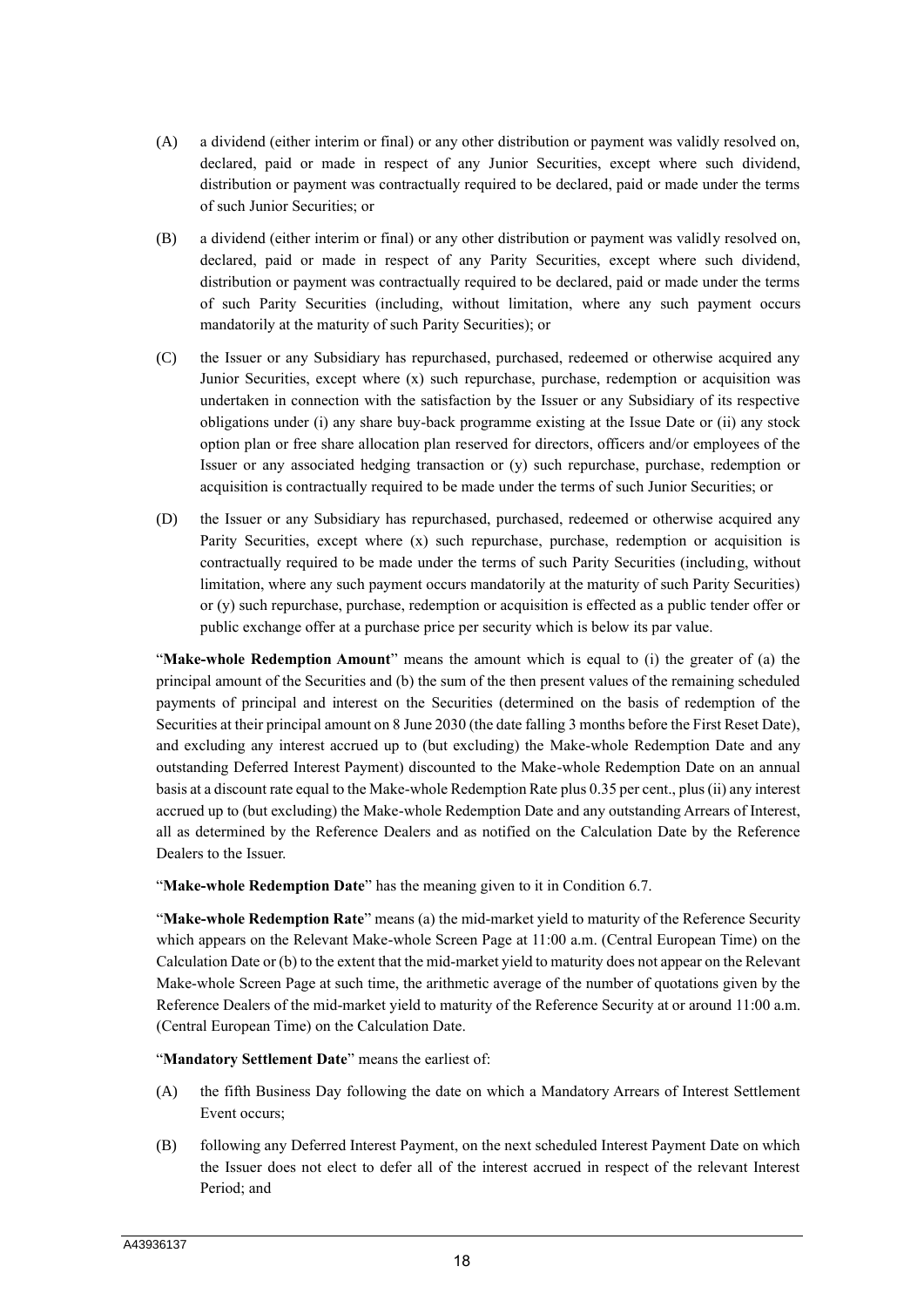(A) a dividend (either interim or final) or any other distribution or payment was validly resolved on, declared, paid or made in respect of any Junior Securities, except where such dividend, distribution or payment was contractually required to be declared, paid or made under the terms of such Junior Securities; or

(B) a dividend (either interim or final) or any other distribution or payment was validly resolved on, declared, paid or made in respect of any Parity Securities, except where such dividend, distribution or payment was contractually required to be declared, paid or made under the terms of such Parity Securities (including, without limitation, where any such payment occurs mandatorily at the maturity of such Parity Securities); or

(C) the Issuer or any Subsidiary has repurchased, purchased, redeemed or otherwise acquired any Junior Securities, except where (x) such repurchase, purchase, redemption or acquisition was undertaken in connection with the satisfaction by the Issuer or any Subsidiary of its respective obligations under (i) any share buy-back programme existing at the Issue Date or (ii) any stock option plan or free share allocation plan reserved for directors, officers and/or employees of the Issuer or any associated hedging transaction or (y) such repurchase, purchase, redemption or acquisition is contractually required to be made under the terms of such Junior Securities; or

(D) the Issuer or any Subsidiary has repurchased, purchased, redeemed or otherwise acquired any Parity Securities, except where (x) such repurchase, purchase, redemption or acquisition is contractually required to be made under the terms of such Parity Securities (including, without limitation, where any such payment occurs mandatorily at the maturity of such Parity Securities) or (y) such repurchase, purchase, redemption or acquisition is effected as a public tender offer or public exchange offer at a purchase price per security which is below its par value.

"**Make-whole Redemption Amount**" means the amount which is equal to (i) the greater of (a) the principal amount of the Securities and (b) the sum of the then present values of the remaining scheduled payments of principal and interest on the Securities (determined on the basis of redemption of the Securities at their principal amount on 8 June 2030 (the date falling 3 months before the First Reset Date), and excluding any interest accrued up to (but excluding) the Make-whole Redemption Date and any outstanding Deferred Interest Payment) discounted to the Make-whole Redemption Date on an annual basis at a discount rate equal to the Make-whole Redemption Rate plus 0.35 per cent., plus (ii) any interest accrued up to (but excluding) the Make-whole Redemption Date and any outstanding Arrears of Interest, all as determined by the Reference Dealers and as notified on the Calculation Date by the Reference Dealers to the Issuer.

"**Make-whole Redemption Date**" has the meaning given to it in Condition 6.7.

"**Make-whole Redemption Rate**" means (a) the mid-market yield to maturity of the Reference Security which appears on the Relevant Make-whole Screen Page at 11:00 a.m. (Central European Time) on the Calculation Date or (b) to the extent that the mid-market yield to maturity does not appear on the Relevant Make-whole Screen Page at such time, the arithmetic average of the number of quotations given by the Reference Dealers of the mid-market yield to maturity of the Reference Security at or around 11:00 a.m. (Central European Time) on the Calculation Date.

"**Mandatory Settlement Date**" means the earliest of:

(A) the fifth Business Day following the date on which a Mandatory Arrears of Interest Settlement Event occurs;

(B) following any Deferred Interest Payment, on the next scheduled Interest Payment Date on which the Issuer does not elect to defer all of the interest accrued in respect of the relevant Interest Period; and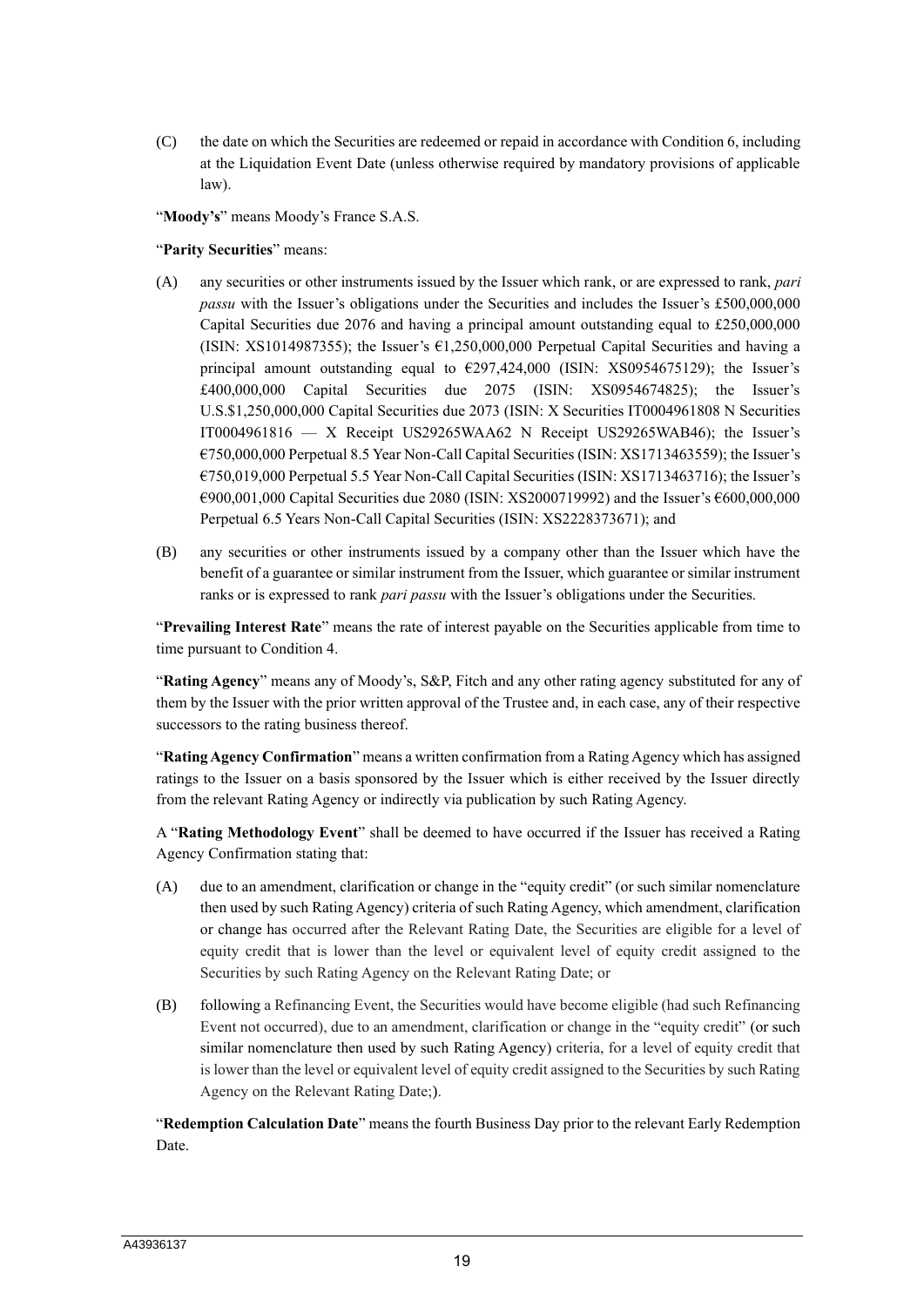(C) the date on which the Securities are redeemed or repaid in accordance with Condition 6, including at the Liquidation Event Date (unless otherwise required by mandatory provisions of applicable law).

"**Moody's**" means Moody's France S.A.S.

"**Parity Securities**" means:

(A) any securities or other instruments issued by the Issuer which rank, or are expressed to rank, *pari passu* with the Issuer's obligations under the Securities and includes the Issuer's £500,000,000 Capital Securities due 2076 and having a principal amount outstanding equal to £250,000,000 (ISIN: XS1014987355); the Issuer's €1,250,000,000 Perpetual Capital Securities and having a principal amount outstanding equal to €297,424,000 (ISIN: XS0954675129); the Issuer's £400,000,000 Capital Securities due 2075 (ISIN: XS0954674825); the Issuer's U.S.$1,250,000,000 Capital Securities due 2073 (ISIN: X Securities IT0004961808 N Securities IT0004961816 — X Receipt US29265WAA62 N Receipt US29265WAB46); the Issuer's €750,000,000 Perpetual 8.5 Year Non-Call Capital Securities (ISIN: XS1713463559); the Issuer's €750,019,000 Perpetual 5.5 Year Non-Call Capital Securities (ISIN: XS1713463716); the Issuer's €900,001,000 Capital Securities due 2080 (ISIN: XS2000719992) and the Issuer's €600,000,000 Perpetual 6.5 Years Non-Call Capital Securities (ISIN: XS2228373671); and

(B) any securities or other instruments issued by a company other than the Issuer which have the benefit of a guarantee or similar instrument from the Issuer, which guarantee or similar instrument ranks or is expressed to rank *pari passu* with the Issuer's obligations under the Securities.

"**Prevailing Interest Rate**" means the rate of interest payable on the Securities applicable from time to time pursuant to Condition 4.

"**Rating Agency**" means any of Moody's, S&P, Fitch and any other rating agency substituted for any of them by the Issuer with the prior written approval of the Trustee and, in each case, any of their respective successors to the rating business thereof.

"**Rating Agency Confirmation**" means a written confirmation from a Rating Agency which has assigned ratings to the Issuer on a basis sponsored by the Issuer which is either received by the Issuer directly from the relevant Rating Agency or indirectly via publication by such Rating Agency.

A "**Rating Methodology Event**" shall be deemed to have occurred if the Issuer has received a Rating Agency Confirmation stating that:

(A) due to an amendment, clarification or change in the "equity credit" (or such similar nomenclature then used by such Rating Agency) criteria of such Rating Agency, which amendment, clarification or change has occurred after the Relevant Rating Date, the Securities are eligible for a level of equity credit that is lower than the level or equivalent level of equity credit assigned to the Securities by such Rating Agency on the Relevant Rating Date; or

(B) following a Refinancing Event, the Securities would have become eligible (had such Refinancing Event not occurred), due to an amendment, clarification or change in the "equity credit" (or such similar nomenclature then used by such Rating Agency) criteria, for a level of equity credit that is lower than the level or equivalent level of equity credit assigned to the Securities by such Rating Agency on the Relevant Rating Date;).

"**Redemption Calculation Date**" means the fourth Business Day prior to the relevant Early Redemption Date.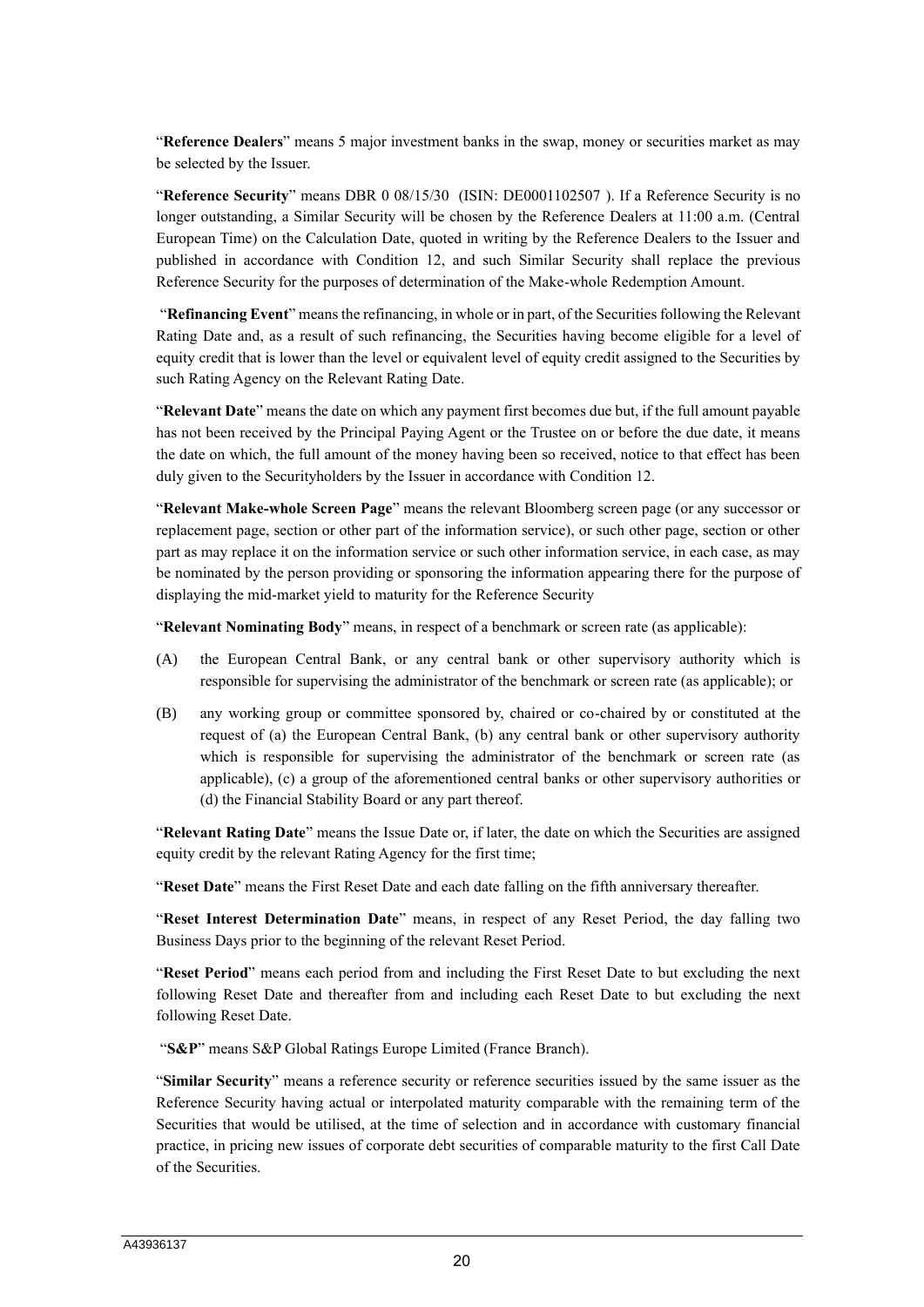"**Reference Dealers**" means 5 major investment banks in the swap, money or securities market as may be selected by the Issuer.

"**Reference Security**" means DBR 0 08/15/30 (ISIN: DE0001102507 ). If a Reference Security is no longer outstanding, a Similar Security will be chosen by the Reference Dealers at 11:00 a.m. (Central European Time) on the Calculation Date, quoted in writing by the Reference Dealers to the Issuer and published in accordance with Condition 12, and such Similar Security shall replace the previous Reference Security for the purposes of determination of the Make-whole Redemption Amount.

"**Refinancing Event**" means the refinancing, in whole or in part, of the Securities following the Relevant Rating Date and, as a result of such refinancing, the Securities having become eligible for a level of equity credit that is lower than the level or equivalent level of equity credit assigned to the Securities by such Rating Agency on the Relevant Rating Date.

"**Relevant Date**" means the date on which any payment first becomes due but, if the full amount payable has not been received by the Principal Paying Agent or the Trustee on or before the due date, it means the date on which, the full amount of the money having been so received, notice to that effect has been duly given to the Securityholders by the Issuer in accordance with Condition 12.

"**Relevant Make-whole Screen Page**" means the relevant Bloomberg screen page (or any successor or replacement page, section or other part of the information service), or such other page, section or other part as may replace it on the information service or such other information service, in each case, as may be nominated by the person providing or sponsoring the information appearing there for the purpose of displaying the mid-market yield to maturity for the Reference Security

"**Relevant Nominating Body**" means, in respect of a benchmark or screen rate (as applicable):

(A) the European Central Bank, or any central bank or other supervisory authority which is responsible for supervising the administrator of the benchmark or screen rate (as applicable); or

(B) any working group or committee sponsored by, chaired or co-chaired by or constituted at the request of (a) the European Central Bank, (b) any central bank or other supervisory authority which is responsible for supervising the administrator of the benchmark or screen rate (as applicable), (c) a group of the aforementioned central banks or other supervisory authorities or (d) the Financial Stability Board or any part thereof.

"**Relevant Rating Date**" means the Issue Date or, if later, the date on which the Securities are assigned equity credit by the relevant Rating Agency for the first time;

"**Reset Date**" means the First Reset Date and each date falling on the fifth anniversary thereafter.

"**Reset Interest Determination Date**" means, in respect of any Reset Period, the day falling two Business Days prior to the beginning of the relevant Reset Period.

"**Reset Period**" means each period from and including the First Reset Date to but excluding the next following Reset Date and thereafter from and including each Reset Date to but excluding the next following Reset Date.

"**S&P**" means S&P Global Ratings Europe Limited (France Branch).

"**Similar Security**" means a reference security or reference securities issued by the same issuer as the Reference Security having actual or interpolated maturity comparable with the remaining term of the Securities that would be utilised, at the time of selection and in accordance with customary financial practice, in pricing new issues of corporate debt securities of comparable maturity to the first Call Date of the Securities.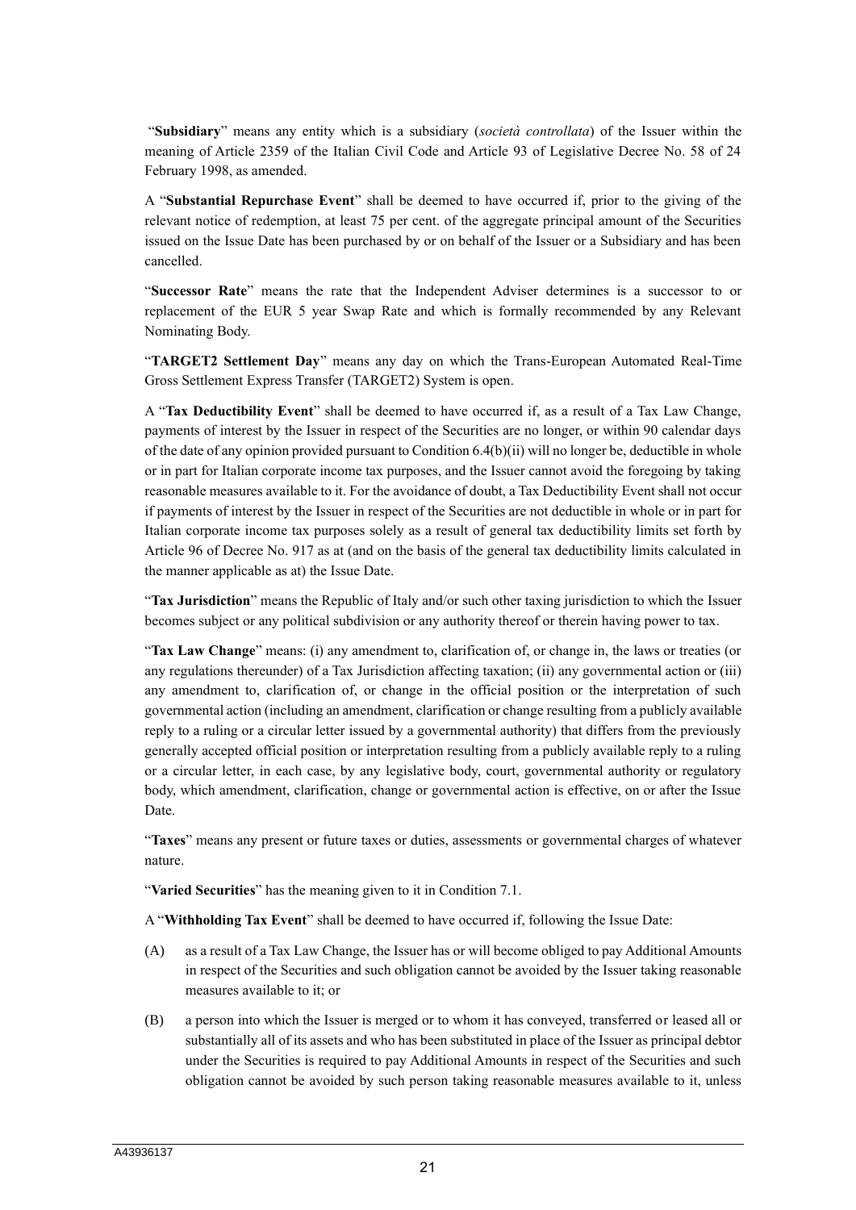"**Subsidiary**" means any entity which is a subsidiary (*società controllata*) of the Issuer within the meaning of Article 2359 of the Italian Civil Code and Article 93 of Legislative Decree No. 58 of 24 February 1998, as amended.

A "**Substantial Repurchase Event**" shall be deemed to have occurred if, prior to the giving of the relevant notice of redemption, at least 75 per cent. of the aggregate principal amount of the Securities issued on the Issue Date has been purchased by or on behalf of the Issuer or a Subsidiary and has been cancelled.

"**Successor Rate**" means the rate that the Independent Adviser determines is a successor to or replacement of the EUR 5 year Swap Rate and which is formally recommended by any Relevant Nominating Body.

"**TARGET2 Settlement Day**" means any day on which the Trans-European Automated Real-Time Gross Settlement Express Transfer (TARGET2) System is open.

A "**Tax Deductibility Event**" shall be deemed to have occurred if, as a result of a Tax Law Change, payments of interest by the Issuer in respect of the Securities are no longer, or within 90 calendar days of the date of any opinion provided pursuant to Condition 6.4(b)(ii) will no longer be, deductible in whole or in part for Italian corporate income tax purposes, and the Issuer cannot avoid the foregoing by taking reasonable measures available to it. For the avoidance of doubt, a Tax Deductibility Event shall not occur if payments of interest by the Issuer in respect of the Securities are not deductible in whole or in part for Italian corporate income tax purposes solely as a result of general tax deductibility limits set forth by Article 96 of Decree No. 917 as at (and on the basis of the general tax deductibility limits calculated in the manner applicable as at) the Issue Date.

"**Tax Jurisdiction**" means the Republic of Italy and/or such other taxing jurisdiction to which the Issuer becomes subject or any political subdivision or any authority thereof or therein having power to tax.

"**Tax Law Change**" means: (i) any amendment to, clarification of, or change in, the laws or treaties (or any regulations thereunder) of a Tax Jurisdiction affecting taxation; (ii) any governmental action or (iii) any amendment to, clarification of, or change in the official position or the interpretation of such governmental action (including an amendment, clarification or change resulting from a publicly available reply to a ruling or a circular letter issued by a governmental authority) that differs from the previously generally accepted official position or interpretation resulting from a publicly available reply to a ruling or a circular letter, in each case, by any legislative body, court, governmental authority or regulatory body, which amendment, clarification, change or governmental action is effective, on or after the Issue Date.

"**Taxes**" means any present or future taxes or duties, assessments or governmental charges of whatever nature.

"**Varied Securities**" has the meaning given to it in Condition 7.1.

A "**Withholding Tax Event**" shall be deemed to have occurred if, following the Issue Date:

(A) as a result of a Tax Law Change, the Issuer has or will become obliged to pay Additional Amounts in respect of the Securities and such obligation cannot be avoided by the Issuer taking reasonable measures available to it; or

(B) a person into which the Issuer is merged or to whom it has conveyed, transferred or leased all or substantially all of its assets and who has been substituted in place of the Issuer as principal debtor under the Securities is required to pay Additional Amounts in respect of the Securities and such obligation cannot be avoided by such person taking reasonable measures available to it, unless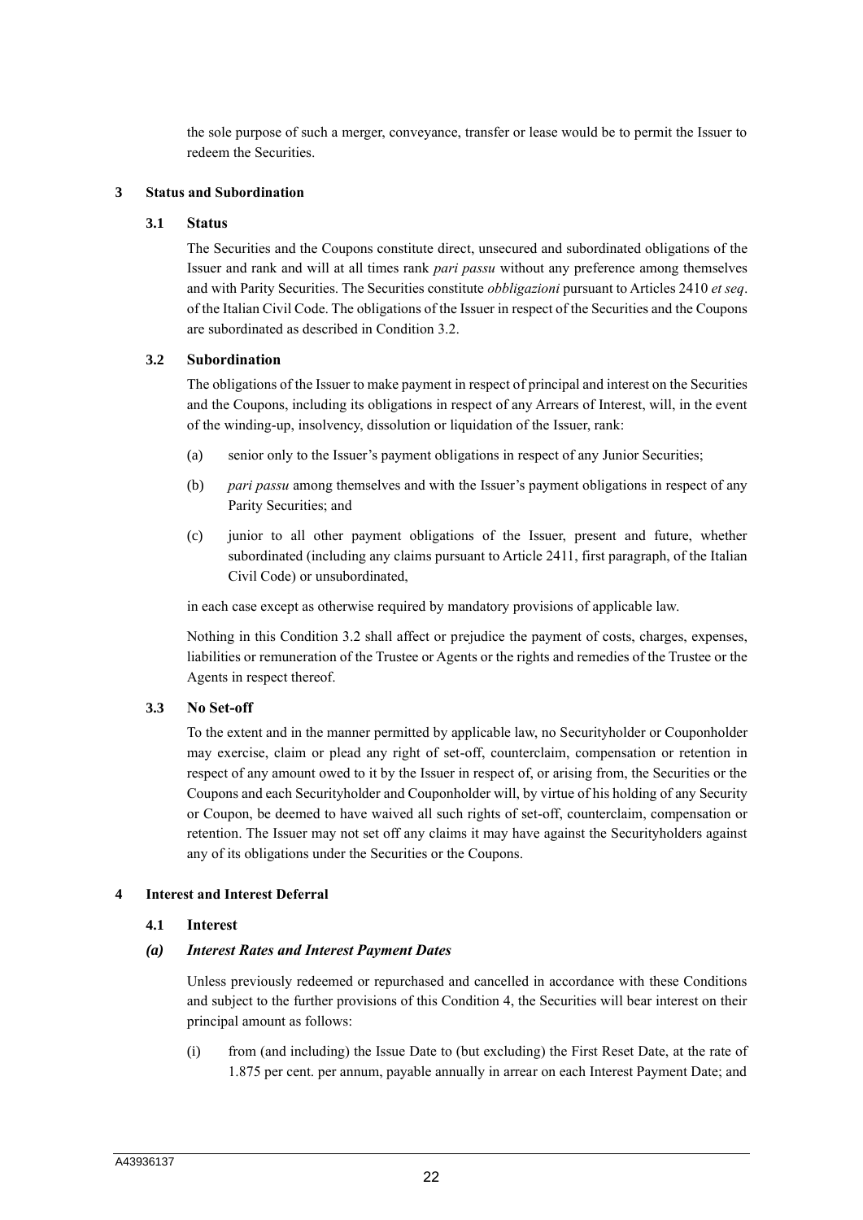the sole purpose of such a merger, conveyance, transfer or lease would be to permit the Issuer to redeem the Securities.

## 3 Status and Subordination

### 3.1 Status

The Securities and the Coupons constitute direct, unsecured and subordinated obligations of the Issuer and rank and will at all times rank *pari passu* without any preference among themselves and with Parity Securities. The Securities constitute *obbligazioni* pursuant to Articles 2410 *et seq*. of the Italian Civil Code. The obligations of the Issuer in respect of the Securities and the Coupons are subordinated as described in Condition 3.2.

### 3.2 Subordination

The obligations of the Issuer to make payment in respect of principal and interest on the Securities and the Coupons, including its obligations in respect of any Arrears of Interest, will, in the event of the winding-up, insolvency, dissolution or liquidation of the Issuer, rank:

(a) senior only to the Issuer's payment obligations in respect of any Junior Securities;

(b) *pari passu* among themselves and with the Issuer's payment obligations in respect of any Parity Securities; and

(c) junior to all other payment obligations of the Issuer, present and future, whether subordinated (including any claims pursuant to Article 2411, first paragraph, of the Italian Civil Code) or unsubordinated,

in each case except as otherwise required by mandatory provisions of applicable law.

Nothing in this Condition 3.2 shall affect or prejudice the payment of costs, charges, expenses, liabilities or remuneration of the Trustee or Agents or the rights and remedies of the Trustee or the Agents in respect thereof.

### 3.3 No Set-off

To the extent and in the manner permitted by applicable law, no Securityholder or Couponholder may exercise, claim or plead any right of set-off, counterclaim, compensation or retention in respect of any amount owed to it by the Issuer in respect of, or arising from, the Securities or the Coupons and each Securityholder and Couponholder will, by virtue of his holding of any Security or Coupon, be deemed to have waived all such rights of set-off, counterclaim, compensation or retention. The Issuer may not set off any claims it may have against the Securityholders against any of its obligations under the Securities or the Coupons.

## 4 Interest and Interest Deferral

### 4.1 Interest

#### *(a) Interest Rates and Interest Payment Dates*

Unless previously redeemed or repurchased and cancelled in accordance with these Conditions and subject to the further provisions of this Condition 4, the Securities will bear interest on their principal amount as follows:

(i) from (and including) the Issue Date to (but excluding) the First Reset Date, at the rate of 1.875 per cent. per annum, payable annually in arrear on each Interest Payment Date; and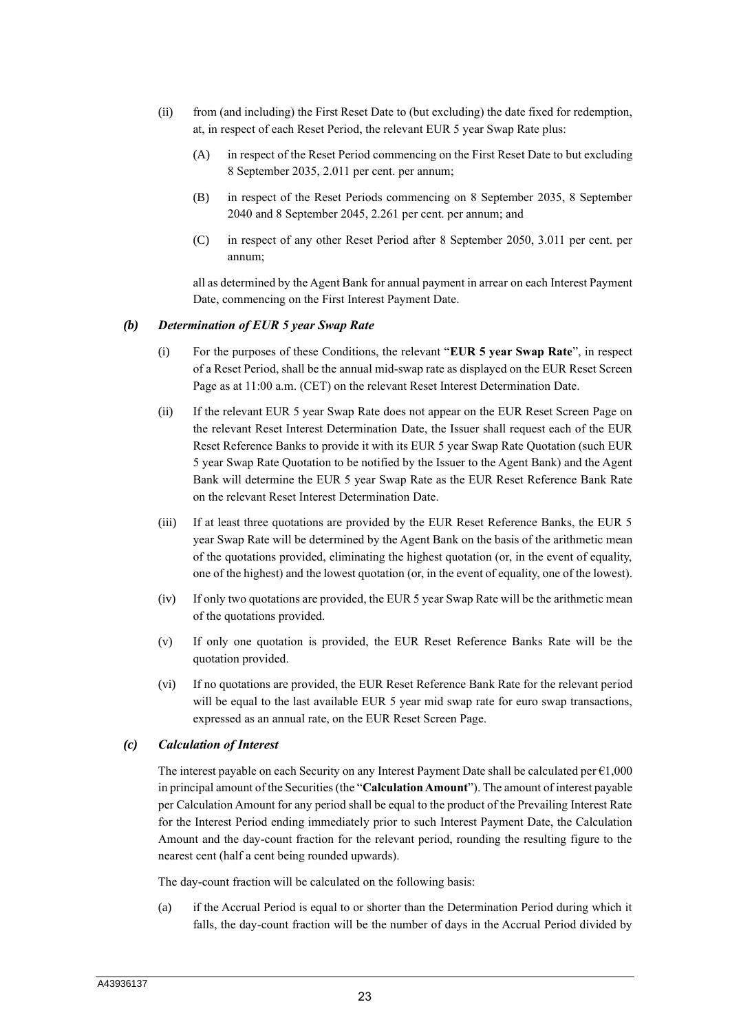(ii) from (and including) the First Reset Date to (but excluding) the date fixed for redemption, at, in respect of each Reset Period, the relevant EUR 5 year Swap Rate plus:

 (A) in respect of the Reset Period commencing on the First Reset Date to but excluding 8 September 2035, 2.011 per cent. per annum;

 (B) in respect of the Reset Periods commencing on 8 September 2035, 8 September 2040 and 8 September 2045, 2.261 per cent. per annum; and

 (C) in respect of any other Reset Period after 8 September 2050, 3.011 per cent. per annum;

 all as determined by the Agent Bank for annual payment in arrear on each Interest Payment Date, commencing on the First Interest Payment Date.

### *(b) Determination of EUR 5 year Swap Rate*

(i) For the purposes of these Conditions, the relevant "**EUR 5 year Swap Rate**", in respect of a Reset Period, shall be the annual mid-swap rate as displayed on the EUR Reset Screen Page as at 11:00 a.m. (CET) on the relevant Reset Interest Determination Date.

(ii) If the relevant EUR 5 year Swap Rate does not appear on the EUR Reset Screen Page on the relevant Reset Interest Determination Date, the Issuer shall request each of the EUR Reset Reference Banks to provide it with its EUR 5 year Swap Rate Quotation (such EUR 5 year Swap Rate Quotation to be notified by the Issuer to the Agent Bank) and the Agent Bank will determine the EUR 5 year Swap Rate as the EUR Reset Reference Bank Rate on the relevant Reset Interest Determination Date.

(iii) If at least three quotations are provided by the EUR Reset Reference Banks, the EUR 5 year Swap Rate will be determined by the Agent Bank on the basis of the arithmetic mean of the quotations provided, eliminating the highest quotation (or, in the event of equality, one of the highest) and the lowest quotation (or, in the event of equality, one of the lowest).

(iv) If only two quotations are provided, the EUR 5 year Swap Rate will be the arithmetic mean of the quotations provided.

(v) If only one quotation is provided, the EUR Reset Reference Banks Rate will be the quotation provided.

(vi) If no quotations are provided, the EUR Reset Reference Bank Rate for the relevant period will be equal to the last available EUR 5 year mid swap rate for euro swap transactions, expressed as an annual rate, on the EUR Reset Screen Page.

### *(c) Calculation of Interest*

The interest payable on each Security on any Interest Payment Date shall be calculated per €1,000 in principal amount of the Securities (the "**Calculation Amount**"). The amount of interest payable per Calculation Amount for any period shall be equal to the product of the Prevailing Interest Rate for the Interest Period ending immediately prior to such Interest Payment Date, the Calculation Amount and the day-count fraction for the relevant period, rounding the resulting figure to the nearest cent (half a cent being rounded upwards).

The day-count fraction will be calculated on the following basis:

(a) if the Accrual Period is equal to or shorter than the Determination Period during which it falls, the day-count fraction will be the number of days in the Accrual Period divided by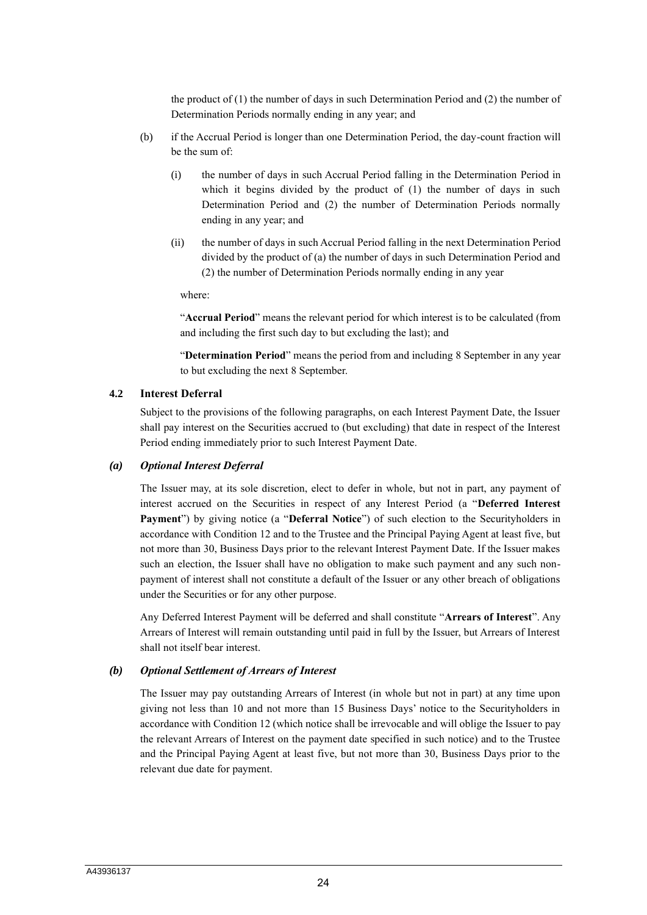the product of (1) the number of days in such Determination Period and (2) the number of Determination Periods normally ending in any year; and

(b) if the Accrual Period is longer than one Determination Period, the day-count fraction will be the sum of:

(i) the number of days in such Accrual Period falling in the Determination Period in which it begins divided by the product of (1) the number of days in such Determination Period and (2) the number of Determination Periods normally ending in any year; and

(ii) the number of days in such Accrual Period falling in the next Determination Period divided by the product of (a) the number of days in such Determination Period and (2) the number of Determination Periods normally ending in any year

where:

"**Accrual Period**" means the relevant period for which interest is to be calculated (from and including the first such day to but excluding the last); and

"**Determination Period**" means the period from and including 8 September in any year to but excluding the next 8 September.

### 4.2 Interest Deferral

Subject to the provisions of the following paragraphs, on each Interest Payment Date, the Issuer shall pay interest on the Securities accrued to (but excluding) that date in respect of the Interest Period ending immediately prior to such Interest Payment Date.

#### *(a) Optional Interest Deferral*

The Issuer may, at its sole discretion, elect to defer in whole, but not in part, any payment of interest accrued on the Securities in respect of any Interest Period (a "**Deferred Interest Payment**") by giving notice (a "**Deferral Notice**") of such election to the Securityholders in accordance with Condition 12 and to the Trustee and the Principal Paying Agent at least five, but not more than 30, Business Days prior to the relevant Interest Payment Date. If the Issuer makes such an election, the Issuer shall have no obligation to make such payment and any such non-payment of interest shall not constitute a default of the Issuer or any other breach of obligations under the Securities or for any other purpose.

Any Deferred Interest Payment will be deferred and shall constitute "**Arrears of Interest**". Any Arrears of Interest will remain outstanding until paid in full by the Issuer, but Arrears of Interest shall not itself bear interest.

#### *(b) Optional Settlement of Arrears of Interest*

The Issuer may pay outstanding Arrears of Interest (in whole but not in part) at any time upon giving not less than 10 and not more than 15 Business Days' notice to the Securityholders in accordance with Condition 12 (which notice shall be irrevocable and will oblige the Issuer to pay the relevant Arrears of Interest on the payment date specified in such notice) and to the Trustee and the Principal Paying Agent at least five, but not more than 30, Business Days prior to the relevant due date for payment.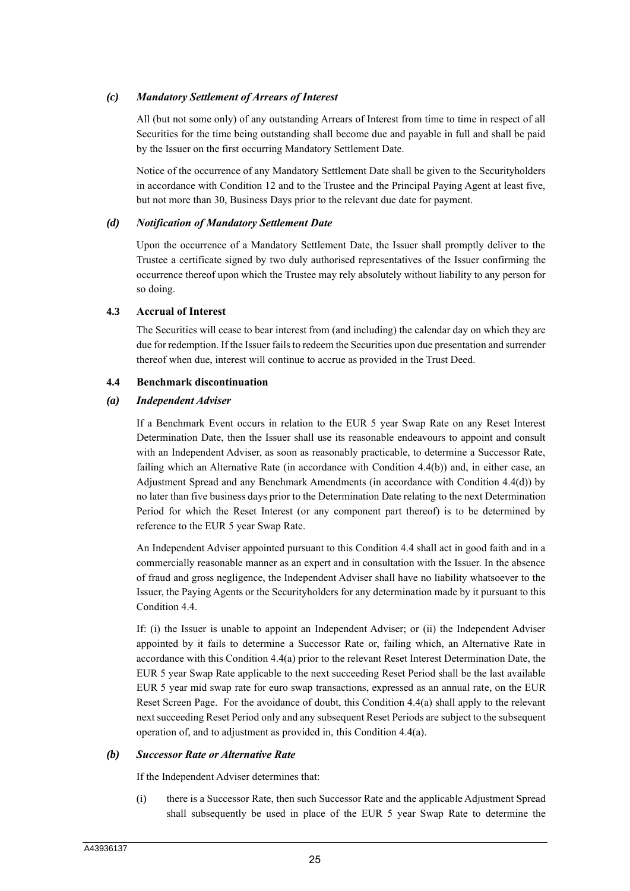### *(c) Mandatory Settlement of Arrears of Interest*

All (but not some only) of any outstanding Arrears of Interest from time to time in respect of all Securities for the time being outstanding shall become due and payable in full and shall be paid by the Issuer on the first occurring Mandatory Settlement Date.

Notice of the occurrence of any Mandatory Settlement Date shall be given to the Securityholders in accordance with Condition 12 and to the Trustee and the Principal Paying Agent at least five, but not more than 30, Business Days prior to the relevant due date for payment.

### *(d) Notification of Mandatory Settlement Date*

Upon the occurrence of a Mandatory Settlement Date, the Issuer shall promptly deliver to the Trustee a certificate signed by two duly authorised representatives of the Issuer confirming the occurrence thereof upon which the Trustee may rely absolutely without liability to any person for so doing.

### 4.3 Accrual of Interest

The Securities will cease to bear interest from (and including) the calendar day on which they are due for redemption. If the Issuer fails to redeem the Securities upon due presentation and surrender thereof when due, interest will continue to accrue as provided in the Trust Deed.

### 4.4 Benchmark discontinuation

### *(a) Independent Adviser*

If a Benchmark Event occurs in relation to the EUR 5 year Swap Rate on any Reset Interest Determination Date, then the Issuer shall use its reasonable endeavours to appoint and consult with an Independent Adviser, as soon as reasonably practicable, to determine a Successor Rate, failing which an Alternative Rate (in accordance with Condition 4.4(b)) and, in either case, an Adjustment Spread and any Benchmark Amendments (in accordance with Condition 4.4(d)) by no later than five business days prior to the Determination Date relating to the next Determination Period for which the Reset Interest (or any component part thereof) is to be determined by reference to the EUR 5 year Swap Rate.

An Independent Adviser appointed pursuant to this Condition 4.4 shall act in good faith and in a commercially reasonable manner as an expert and in consultation with the Issuer. In the absence of fraud and gross negligence, the Independent Adviser shall have no liability whatsoever to the Issuer, the Paying Agents or the Securityholders for any determination made by it pursuant to this Condition 4.4.

If: (i) the Issuer is unable to appoint an Independent Adviser; or (ii) the Independent Adviser appointed by it fails to determine a Successor Rate or, failing which, an Alternative Rate in accordance with this Condition 4.4(a) prior to the relevant Reset Interest Determination Date, the EUR 5 year Swap Rate applicable to the next succeeding Reset Period shall be the last available EUR 5 year mid swap rate for euro swap transactions, expressed as an annual rate, on the EUR Reset Screen Page. For the avoidance of doubt, this Condition 4.4(a) shall apply to the relevant next succeeding Reset Period only and any subsequent Reset Periods are subject to the subsequent operation of, and to adjustment as provided in, this Condition 4.4(a).

### *(b) Successor Rate or Alternative Rate*

If the Independent Adviser determines that:

(i) there is a Successor Rate, then such Successor Rate and the applicable Adjustment Spread shall subsequently be used in place of the EUR 5 year Swap Rate to determine the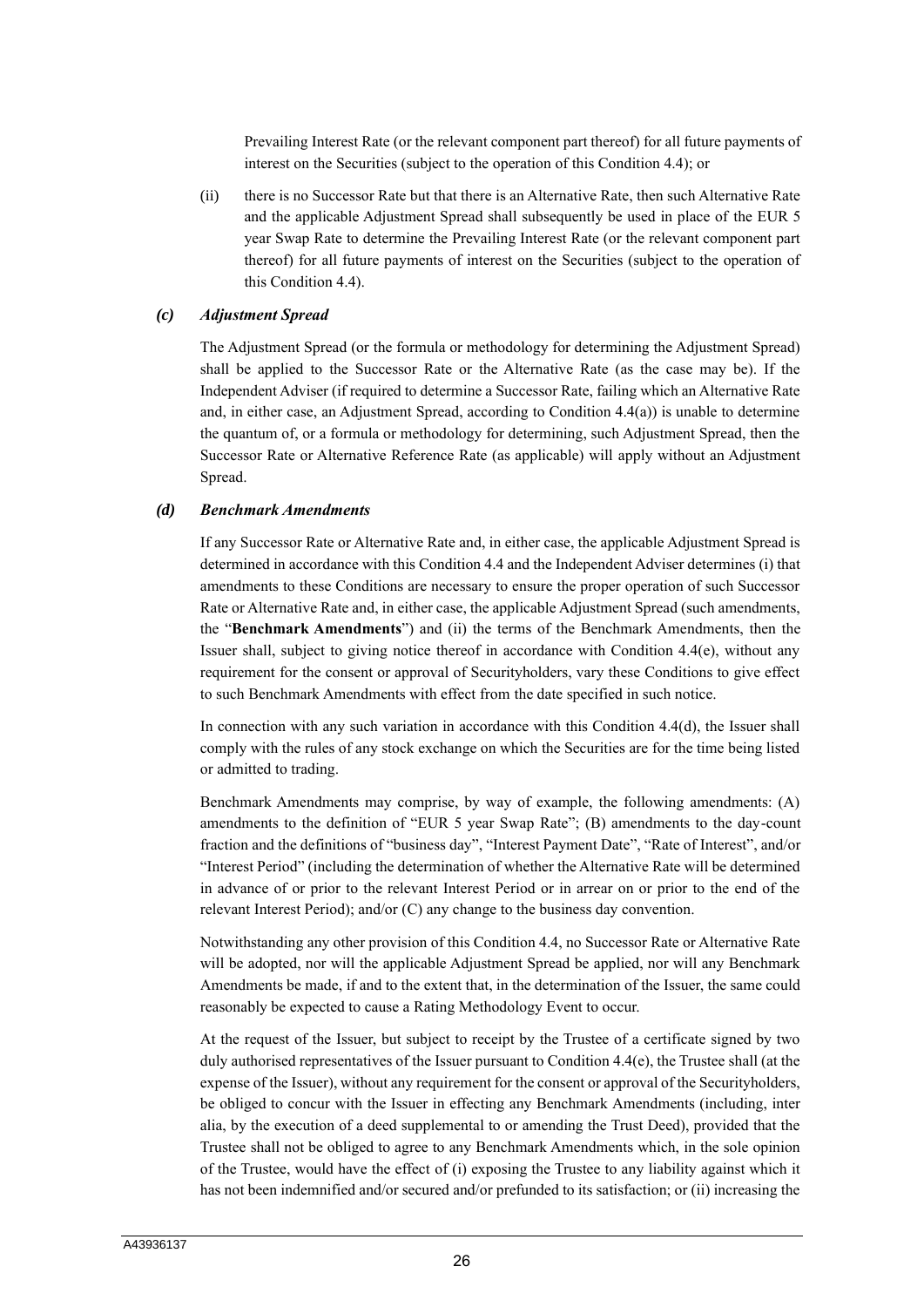Prevailing Interest Rate (or the relevant component part thereof) for all future payments of interest on the Securities (subject to the operation of this Condition 4.4); or

(ii) there is no Successor Rate but that there is an Alternative Rate, then such Alternative Rate and the applicable Adjustment Spread shall subsequently be used in place of the EUR 5 year Swap Rate to determine the Prevailing Interest Rate (or the relevant component part thereof) for all future payments of interest on the Securities (subject to the operation of this Condition 4.4).

### *(c) Adjustment Spread*

The Adjustment Spread (or the formula or methodology for determining the Adjustment Spread) shall be applied to the Successor Rate or the Alternative Rate (as the case may be). If the Independent Adviser (if required to determine a Successor Rate, failing which an Alternative Rate and, in either case, an Adjustment Spread, according to Condition 4.4(a)) is unable to determine the quantum of, or a formula or methodology for determining, such Adjustment Spread, then the Successor Rate or Alternative Reference Rate (as applicable) will apply without an Adjustment Spread.

### *(d) Benchmark Amendments*

If any Successor Rate or Alternative Rate and, in either case, the applicable Adjustment Spread is determined in accordance with this Condition 4.4 and the Independent Adviser determines (i) that amendments to these Conditions are necessary to ensure the proper operation of such Successor Rate or Alternative Rate and, in either case, the applicable Adjustment Spread (such amendments, the "**Benchmark Amendments**") and (ii) the terms of the Benchmark Amendments, then the Issuer shall, subject to giving notice thereof in accordance with Condition 4.4(e), without any requirement for the consent or approval of Securityholders, vary these Conditions to give effect to such Benchmark Amendments with effect from the date specified in such notice.

In connection with any such variation in accordance with this Condition 4.4(d), the Issuer shall comply with the rules of any stock exchange on which the Securities are for the time being listed or admitted to trading.

Benchmark Amendments may comprise, by way of example, the following amendments: (A) amendments to the definition of "EUR 5 year Swap Rate"; (B) amendments to the day-count fraction and the definitions of "business day", "Interest Payment Date", "Rate of Interest", and/or "Interest Period" (including the determination of whether the Alternative Rate will be determined in advance of or prior to the relevant Interest Period or in arrear on or prior to the end of the relevant Interest Period); and/or (C) any change to the business day convention.

Notwithstanding any other provision of this Condition 4.4, no Successor Rate or Alternative Rate will be adopted, nor will the applicable Adjustment Spread be applied, nor will any Benchmark Amendments be made, if and to the extent that, in the determination of the Issuer, the same could reasonably be expected to cause a Rating Methodology Event to occur.

At the request of the Issuer, but subject to receipt by the Trustee of a certificate signed by two duly authorised representatives of the Issuer pursuant to Condition 4.4(e), the Trustee shall (at the expense of the Issuer), without any requirement for the consent or approval of the Securityholders, be obliged to concur with the Issuer in effecting any Benchmark Amendments (including, inter alia, by the execution of a deed supplemental to or amending the Trust Deed), provided that the Trustee shall not be obliged to agree to any Benchmark Amendments which, in the sole opinion of the Trustee, would have the effect of (i) exposing the Trustee to any liability against which it has not been indemnified and/or secured and/or prefunded to its satisfaction; or (ii) increasing the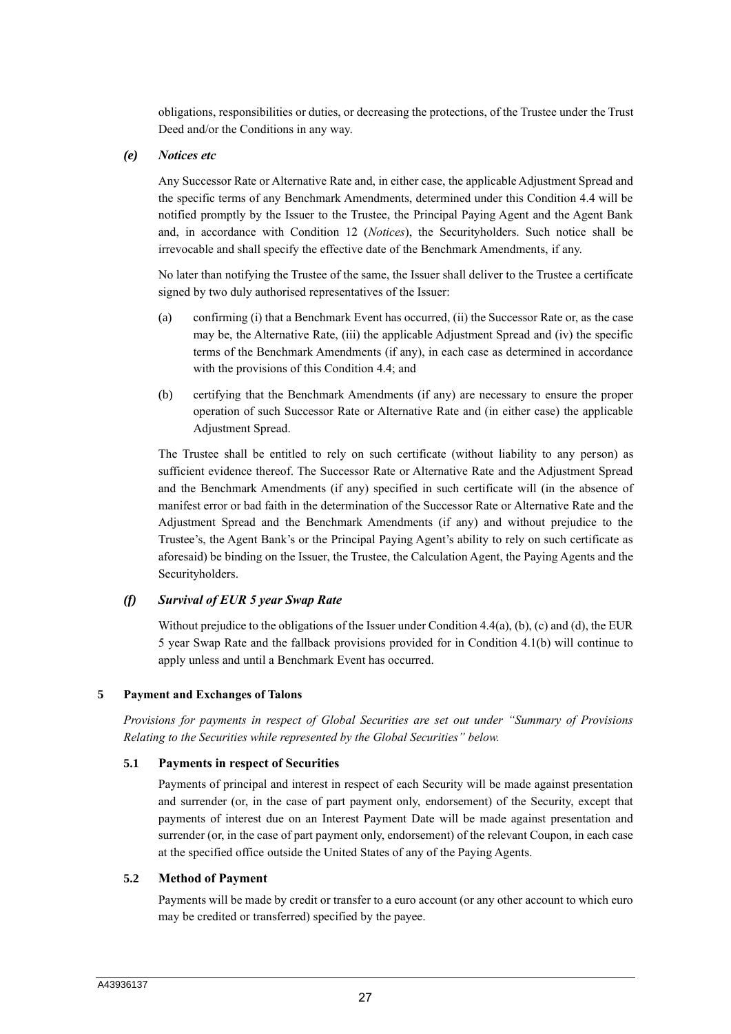obligations, responsibilities or duties, or decreasing the protections, of the Trustee under the Trust Deed and/or the Conditions in any way.

*(e)* ***Notices etc***

Any Successor Rate or Alternative Rate and, in either case, the applicable Adjustment Spread and the specific terms of any Benchmark Amendments, determined under this Condition 4.4 will be notified promptly by the Issuer to the Trustee, the Principal Paying Agent and the Agent Bank and, in accordance with Condition 12 (*Notices*), the Securityholders. Such notice shall be irrevocable and shall specify the effective date of the Benchmark Amendments, if any.

No later than notifying the Trustee of the same, the Issuer shall deliver to the Trustee a certificate signed by two duly authorised representatives of the Issuer:

(a) confirming (i) that a Benchmark Event has occurred, (ii) the Successor Rate or, as the case may be, the Alternative Rate, (iii) the applicable Adjustment Spread and (iv) the specific terms of the Benchmark Amendments (if any), in each case as determined in accordance with the provisions of this Condition 4.4; and

(b) certifying that the Benchmark Amendments (if any) are necessary to ensure the proper operation of such Successor Rate or Alternative Rate and (in either case) the applicable Adjustment Spread.

The Trustee shall be entitled to rely on such certificate (without liability to any person) as sufficient evidence thereof. The Successor Rate or Alternative Rate and the Adjustment Spread and the Benchmark Amendments (if any) specified in such certificate will (in the absence of manifest error or bad faith in the determination of the Successor Rate or Alternative Rate and the Adjustment Spread and the Benchmark Amendments (if any) and without prejudice to the Trustee's, the Agent Bank's or the Principal Paying Agent's ability to rely on such certificate as aforesaid) be binding on the Issuer, the Trustee, the Calculation Agent, the Paying Agents and the Securityholders.

*(f)* ***Survival of EUR 5 year Swap Rate***

Without prejudice to the obligations of the Issuer under Condition 4.4(a), (b), (c) and (d), the EUR 5 year Swap Rate and the fallback provisions provided for in Condition 4.1(b) will continue to apply unless and until a Benchmark Event has occurred.

## 5 Payment and Exchanges of Talons

*Provisions for payments in respect of Global Securities are set out under "Summary of Provisions Relating to the Securities while represented by the Global Securities" below.*

### 5.1 Payments in respect of Securities

Payments of principal and interest in respect of each Security will be made against presentation and surrender (or, in the case of part payment only, endorsement) of the Security, except that payments of interest due on an Interest Payment Date will be made against presentation and surrender (or, in the case of part payment only, endorsement) of the relevant Coupon, in each case at the specified office outside the United States of any of the Paying Agents.

### 5.2 Method of Payment

Payments will be made by credit or transfer to a euro account (or any other account to which euro may be credited or transferred) specified by the payee.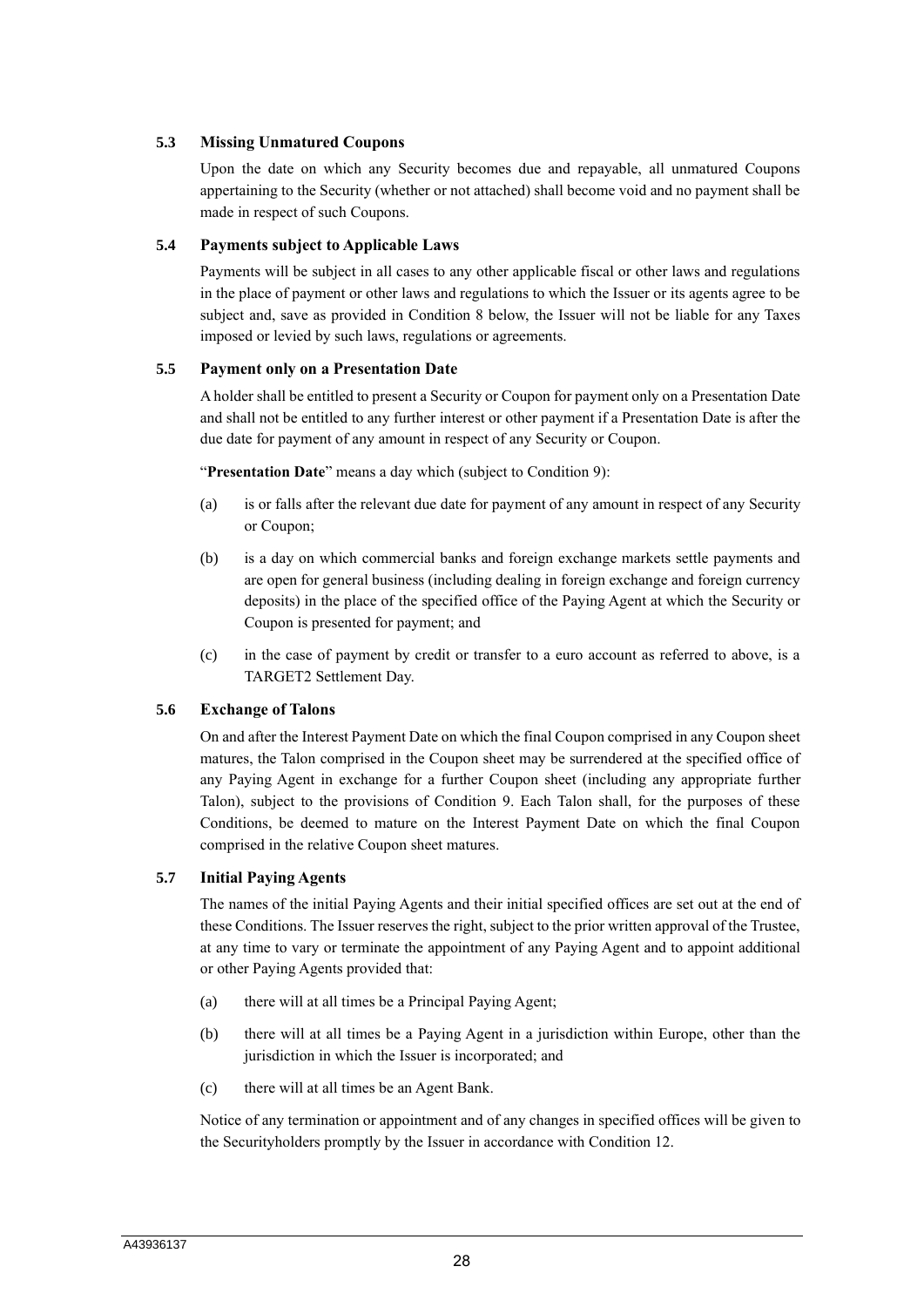### 5.3 Missing Unmatured Coupons

Upon the date on which any Security becomes due and repayable, all unmatured Coupons appertaining to the Security (whether or not attached) shall become void and no payment shall be made in respect of such Coupons.

### 5.4 Payments subject to Applicable Laws

Payments will be subject in all cases to any other applicable fiscal or other laws and regulations in the place of payment or other laws and regulations to which the Issuer or its agents agree to be subject and, save as provided in Condition 8 below, the Issuer will not be liable for any Taxes imposed or levied by such laws, regulations or agreements.

### 5.5 Payment only on a Presentation Date

A holder shall be entitled to present a Security or Coupon for payment only on a Presentation Date and shall not be entitled to any further interest or other payment if a Presentation Date is after the due date for payment of any amount in respect of any Security or Coupon.

"**Presentation Date**" means a day which (subject to Condition 9):

(a) is or falls after the relevant due date for payment of any amount in respect of any Security or Coupon;

(b) is a day on which commercial banks and foreign exchange markets settle payments and are open for general business (including dealing in foreign exchange and foreign currency deposits) in the place of the specified office of the Paying Agent at which the Security or Coupon is presented for payment; and

(c) in the case of payment by credit or transfer to a euro account as referred to above, is a TARGET2 Settlement Day.

### 5.6 Exchange of Talons

On and after the Interest Payment Date on which the final Coupon comprised in any Coupon sheet matures, the Talon comprised in the Coupon sheet may be surrendered at the specified office of any Paying Agent in exchange for a further Coupon sheet (including any appropriate further Talon), subject to the provisions of Condition 9. Each Talon shall, for the purposes of these Conditions, be deemed to mature on the Interest Payment Date on which the final Coupon comprised in the relative Coupon sheet matures.

### 5.7 Initial Paying Agents

The names of the initial Paying Agents and their initial specified offices are set out at the end of these Conditions. The Issuer reserves the right, subject to the prior written approval of the Trustee, at any time to vary or terminate the appointment of any Paying Agent and to appoint additional or other Paying Agents provided that:

(a) there will at all times be a Principal Paying Agent;

(b) there will at all times be a Paying Agent in a jurisdiction within Europe, other than the jurisdiction in which the Issuer is incorporated; and

(c) there will at all times be an Agent Bank.

Notice of any termination or appointment and of any changes in specified offices will be given to the Securityholders promptly by the Issuer in accordance with Condition 12.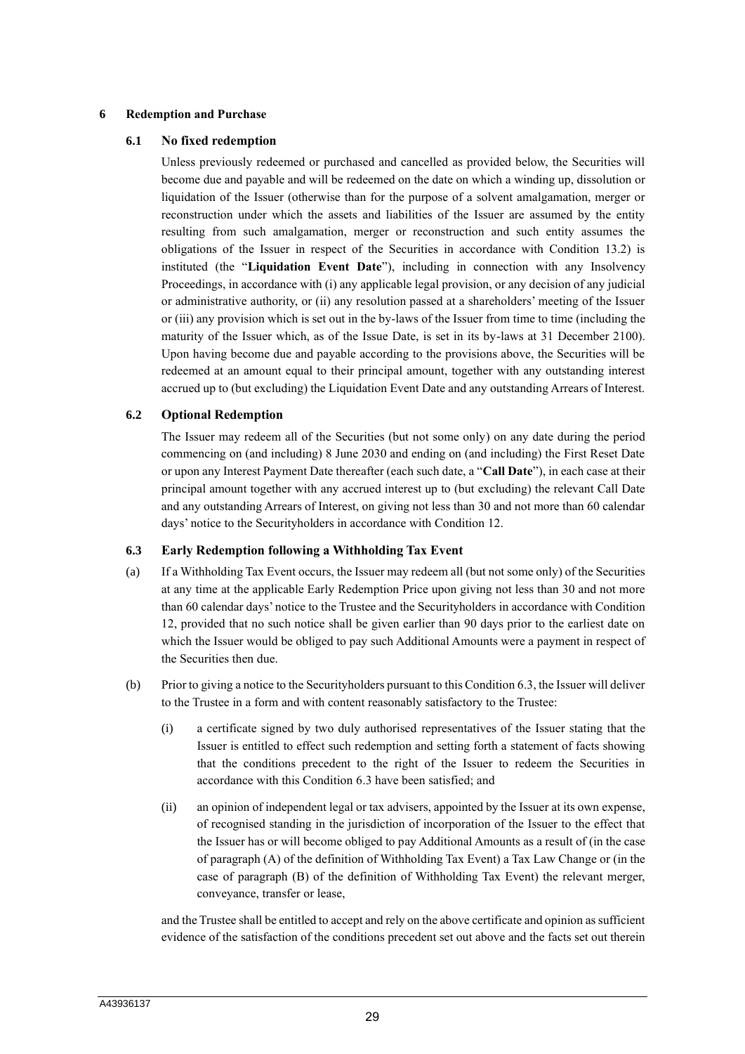## 6 Redemption and Purchase

### 6.1 No fixed redemption

Unless previously redeemed or purchased and cancelled as provided below, the Securities will become due and payable and will be redeemed on the date on which a winding up, dissolution or liquidation of the Issuer (otherwise than for the purpose of a solvent amalgamation, merger or reconstruction under which the assets and liabilities of the Issuer are assumed by the entity resulting from such amalgamation, merger or reconstruction and such entity assumes the obligations of the Issuer in respect of the Securities in accordance with Condition 13.2) is instituted (the "**Liquidation Event Date**"), including in connection with any Insolvency Proceedings, in accordance with (i) any applicable legal provision, or any decision of any judicial or administrative authority, or (ii) any resolution passed at a shareholders' meeting of the Issuer or (iii) any provision which is set out in the by-laws of the Issuer from time to time (including the maturity of the Issuer which, as of the Issue Date, is set in its by-laws at 31 December 2100). Upon having become due and payable according to the provisions above, the Securities will be redeemed at an amount equal to their principal amount, together with any outstanding interest accrued up to (but excluding) the Liquidation Event Date and any outstanding Arrears of Interest.

### 6.2 Optional Redemption

The Issuer may redeem all of the Securities (but not some only) on any date during the period commencing on (and including) 8 June 2030 and ending on (and including) the First Reset Date or upon any Interest Payment Date thereafter (each such date, a "**Call Date**"), in each case at their principal amount together with any accrued interest up to (but excluding) the relevant Call Date and any outstanding Arrears of Interest, on giving not less than 30 and not more than 60 calendar days' notice to the Securityholders in accordance with Condition 12.

### 6.3 Early Redemption following a Withholding Tax Event

(a) If a Withholding Tax Event occurs, the Issuer may redeem all (but not some only) of the Securities at any time at the applicable Early Redemption Price upon giving not less than 30 and not more than 60 calendar days' notice to the Trustee and the Securityholders in accordance with Condition 12, provided that no such notice shall be given earlier than 90 days prior to the earliest date on which the Issuer would be obliged to pay such Additional Amounts were a payment in respect of the Securities then due.

(b) Prior to giving a notice to the Securityholders pursuant to this Condition 6.3, the Issuer will deliver to the Trustee in a form and with content reasonably satisfactory to the Trustee:

(i) a certificate signed by two duly authorised representatives of the Issuer stating that the Issuer is entitled to effect such redemption and setting forth a statement of facts showing that the conditions precedent to the right of the Issuer to redeem the Securities in accordance with this Condition 6.3 have been satisfied; and

(ii) an opinion of independent legal or tax advisers, appointed by the Issuer at its own expense, of recognised standing in the jurisdiction of incorporation of the Issuer to the effect that the Issuer has or will become obliged to pay Additional Amounts as a result of (in the case of paragraph (A) of the definition of Withholding Tax Event) a Tax Law Change or (in the case of paragraph (B) of the definition of Withholding Tax Event) the relevant merger, conveyance, transfer or lease,

and the Trustee shall be entitled to accept and rely on the above certificate and opinion as sufficient evidence of the satisfaction of the conditions precedent set out above and the facts set out therein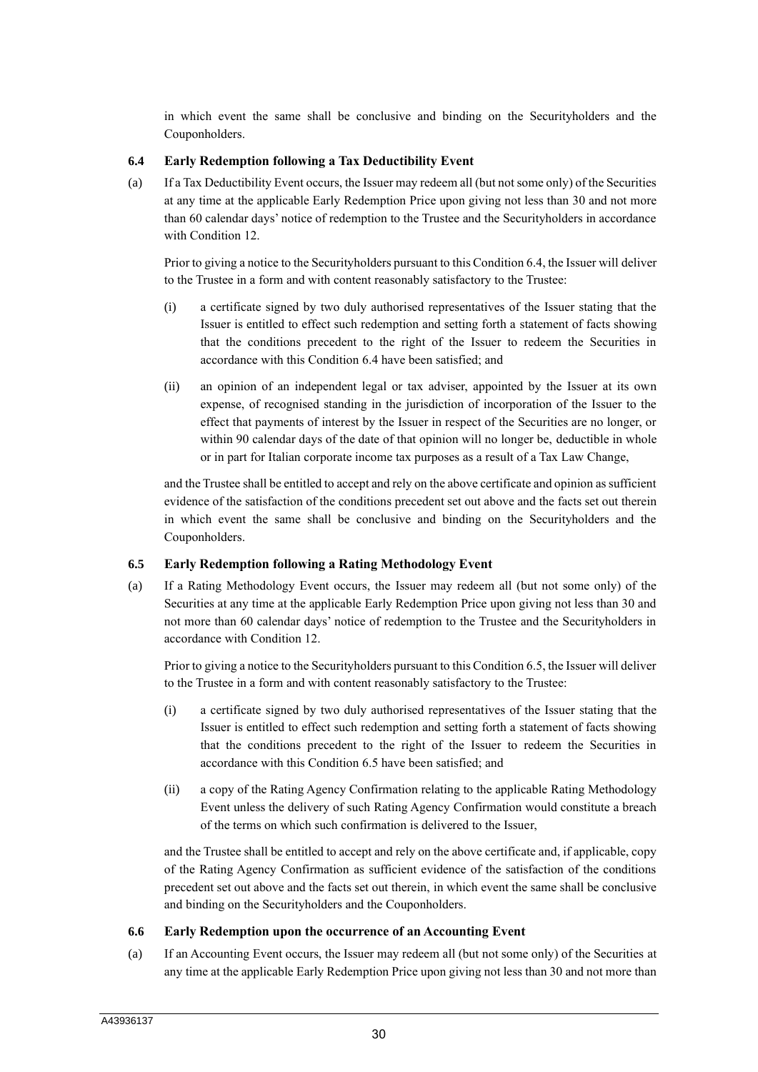in which event the same shall be conclusive and binding on the Securityholders and the Couponholders.

### 6.4 Early Redemption following a Tax Deductibility Event

(a) If a Tax Deductibility Event occurs, the Issuer may redeem all (but not some only) of the Securities at any time at the applicable Early Redemption Price upon giving not less than 30 and not more than 60 calendar days' notice of redemption to the Trustee and the Securityholders in accordance with Condition 12.

Prior to giving a notice to the Securityholders pursuant to this Condition 6.4, the Issuer will deliver to the Trustee in a form and with content reasonably satisfactory to the Trustee:

(i) a certificate signed by two duly authorised representatives of the Issuer stating that the Issuer is entitled to effect such redemption and setting forth a statement of facts showing that the conditions precedent to the right of the Issuer to redeem the Securities in accordance with this Condition 6.4 have been satisfied; and

(ii) an opinion of an independent legal or tax adviser, appointed by the Issuer at its own expense, of recognised standing in the jurisdiction of incorporation of the Issuer to the effect that payments of interest by the Issuer in respect of the Securities are no longer, or within 90 calendar days of the date of that opinion will no longer be, deductible in whole or in part for Italian corporate income tax purposes as a result of a Tax Law Change,

and the Trustee shall be entitled to accept and rely on the above certificate and opinion as sufficient evidence of the satisfaction of the conditions precedent set out above and the facts set out therein in which event the same shall be conclusive and binding on the Securityholders and the Couponholders.

### 6.5 Early Redemption following a Rating Methodology Event

(a) If a Rating Methodology Event occurs, the Issuer may redeem all (but not some only) of the Securities at any time at the applicable Early Redemption Price upon giving not less than 30 and not more than 60 calendar days' notice of redemption to the Trustee and the Securityholders in accordance with Condition 12.

Prior to giving a notice to the Securityholders pursuant to this Condition 6.5, the Issuer will deliver to the Trustee in a form and with content reasonably satisfactory to the Trustee:

(i) a certificate signed by two duly authorised representatives of the Issuer stating that the Issuer is entitled to effect such redemption and setting forth a statement of facts showing that the conditions precedent to the right of the Issuer to redeem the Securities in accordance with this Condition 6.5 have been satisfied; and

(ii) a copy of the Rating Agency Confirmation relating to the applicable Rating Methodology Event unless the delivery of such Rating Agency Confirmation would constitute a breach of the terms on which such confirmation is delivered to the Issuer,

and the Trustee shall be entitled to accept and rely on the above certificate and, if applicable, copy of the Rating Agency Confirmation as sufficient evidence of the satisfaction of the conditions precedent set out above and the facts set out therein, in which event the same shall be conclusive and binding on the Securityholders and the Couponholders.

### 6.6 Early Redemption upon the occurrence of an Accounting Event

(a) If an Accounting Event occurs, the Issuer may redeem all (but not some only) of the Securities at any time at the applicable Early Redemption Price upon giving not less than 30 and not more than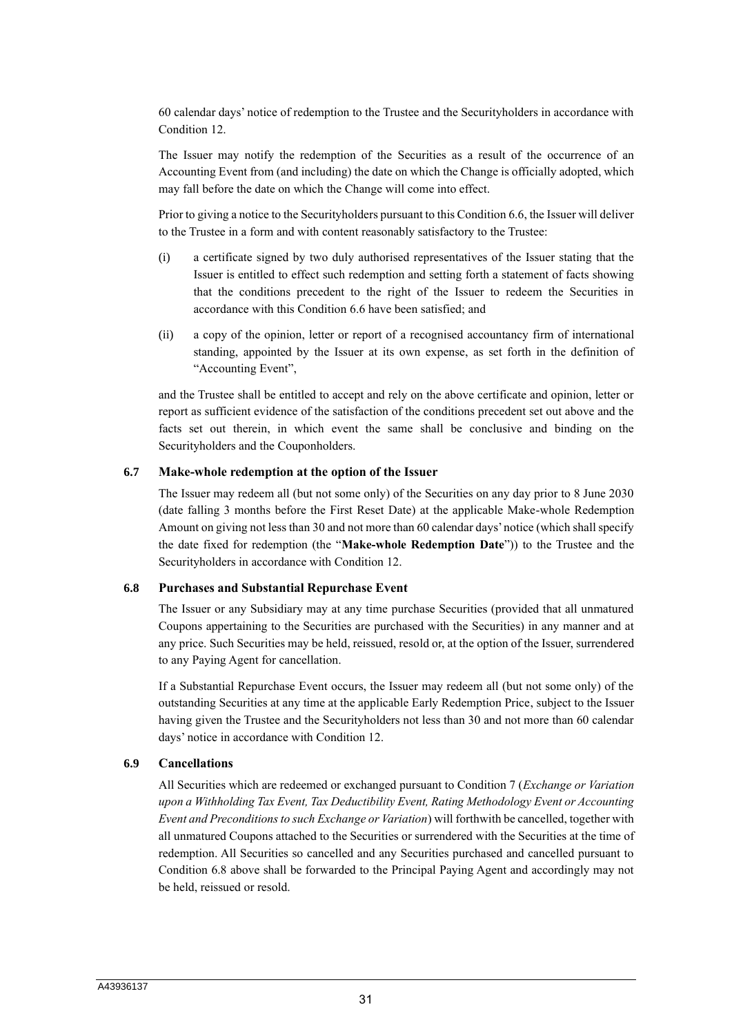60 calendar days' notice of redemption to the Trustee and the Securityholders in accordance with Condition 12.

The Issuer may notify the redemption of the Securities as a result of the occurrence of an Accounting Event from (and including) the date on which the Change is officially adopted, which may fall before the date on which the Change will come into effect.

Prior to giving a notice to the Securityholders pursuant to this Condition 6.6, the Issuer will deliver to the Trustee in a form and with content reasonably satisfactory to the Trustee:

(i) a certificate signed by two duly authorised representatives of the Issuer stating that the Issuer is entitled to effect such redemption and setting forth a statement of facts showing that the conditions precedent to the right of the Issuer to redeem the Securities in accordance with this Condition 6.6 have been satisfied; and

(ii) a copy of the opinion, letter or report of a recognised accountancy firm of international standing, appointed by the Issuer at its own expense, as set forth in the definition of "Accounting Event",

and the Trustee shall be entitled to accept and rely on the above certificate and opinion, letter or report as sufficient evidence of the satisfaction of the conditions precedent set out above and the facts set out therein, in which event the same shall be conclusive and binding on the Securityholders and the Couponholders.

### 6.7 Make-whole redemption at the option of the Issuer

The Issuer may redeem all (but not some only) of the Securities on any day prior to 8 June 2030 (date falling 3 months before the First Reset Date) at the applicable Make-whole Redemption Amount on giving not less than 30 and not more than 60 calendar days' notice (which shall specify the date fixed for redemption (the "**Make-whole Redemption Date**")) to the Trustee and the Securityholders in accordance with Condition 12.

### 6.8 Purchases and Substantial Repurchase Event

The Issuer or any Subsidiary may at any time purchase Securities (provided that all unmatured Coupons appertaining to the Securities are purchased with the Securities) in any manner and at any price. Such Securities may be held, reissued, resold or, at the option of the Issuer, surrendered to any Paying Agent for cancellation.

If a Substantial Repurchase Event occurs, the Issuer may redeem all (but not some only) of the outstanding Securities at any time at the applicable Early Redemption Price, subject to the Issuer having given the Trustee and the Securityholders not less than 30 and not more than 60 calendar days' notice in accordance with Condition 12.

### 6.9 Cancellations

All Securities which are redeemed or exchanged pursuant to Condition 7 (*Exchange or Variation upon a Withholding Tax Event, Tax Deductibility Event, Rating Methodology Event or Accounting Event and Preconditions to such Exchange or Variation*) will forthwith be cancelled, together with all unmatured Coupons attached to the Securities or surrendered with the Securities at the time of redemption. All Securities so cancelled and any Securities purchased and cancelled pursuant to Condition 6.8 above shall be forwarded to the Principal Paying Agent and accordingly may not be held, reissued or resold.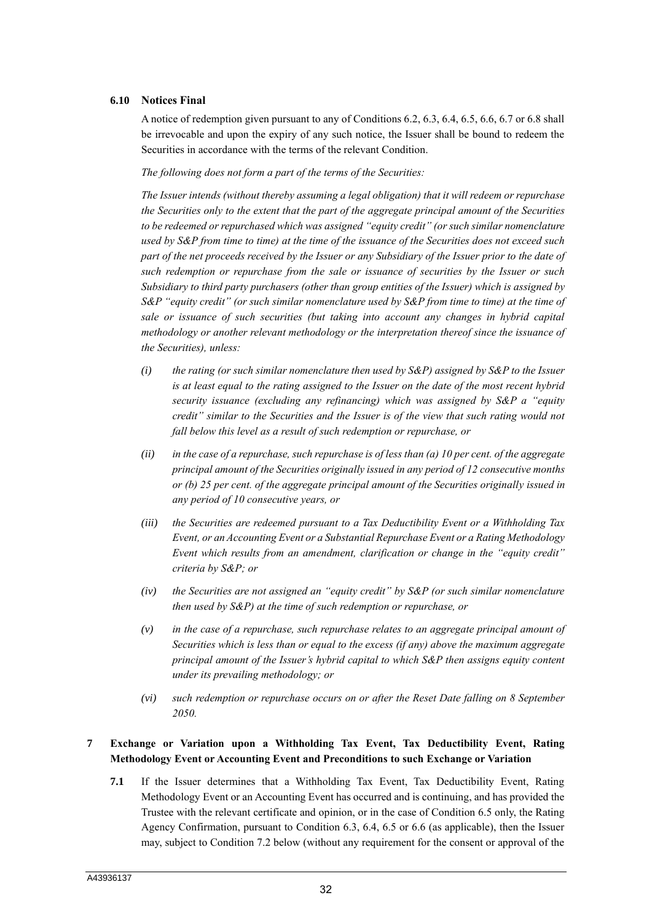### 6.10 Notices Final

A notice of redemption given pursuant to any of Conditions 6.2, 6.3, 6.4, 6.5, 6.6, 6.7 or 6.8 shall be irrevocable and upon the expiry of any such notice, the Issuer shall be bound to redeem the Securities in accordance with the terms of the relevant Condition.

*The following does not form a part of the terms of the Securities:*

*The Issuer intends (without thereby assuming a legal obligation) that it will redeem or repurchase the Securities only to the extent that the part of the aggregate principal amount of the Securities to be redeemed or repurchased which was assigned "equity credit" (or such similar nomenclature used by S&P from time to time) at the time of the issuance of the Securities does not exceed such part of the net proceeds received by the Issuer or any Subsidiary of the Issuer prior to the date of such redemption or repurchase from the sale or issuance of securities by the Issuer or such Subsidiary to third party purchasers (other than group entities of the Issuer) which is assigned by S&P "equity credit" (or such similar nomenclature used by S&P from time to time) at the time of sale or issuance of such securities (but taking into account any changes in hybrid capital methodology or another relevant methodology or the interpretation thereof since the issuance of the Securities), unless:*

*(i) the rating (or such similar nomenclature then used by S&P) assigned by S&P to the Issuer is at least equal to the rating assigned to the Issuer on the date of the most recent hybrid security issuance (excluding any refinancing) which was assigned by S&P a "equity credit" similar to the Securities and the Issuer is of the view that such rating would not fall below this level as a result of such redemption or repurchase, or*

*(ii) in the case of a repurchase, such repurchase is of less than (a) 10 per cent. of the aggregate principal amount of the Securities originally issued in any period of 12 consecutive months or (b) 25 per cent. of the aggregate principal amount of the Securities originally issued in any period of 10 consecutive years, or*

*(iii) the Securities are redeemed pursuant to a Tax Deductibility Event or a Withholding Tax Event, or an Accounting Event or a Substantial Repurchase Event or a Rating Methodology Event which results from an amendment, clarification or change in the "equity credit" criteria by S&P; or*

*(iv) the Securities are not assigned an "equity credit" by S&P (or such similar nomenclature then used by S&P) at the time of such redemption or repurchase, or*

*(v) in the case of a repurchase, such repurchase relates to an aggregate principal amount of Securities which is less than or equal to the excess (if any) above the maximum aggregate principal amount of the Issuer's hybrid capital to which S&P then assigns equity content under its prevailing methodology; or*

*(vi) such redemption or repurchase occurs on or after the Reset Date falling on 8 September 2050.*

## 7 Exchange or Variation upon a Withholding Tax Event, Tax Deductibility Event, Rating Methodology Event or Accounting Event and Preconditions to such Exchange or Variation

**7.1** If the Issuer determines that a Withholding Tax Event, Tax Deductibility Event, Rating Methodology Event or an Accounting Event has occurred and is continuing, and has provided the Trustee with the relevant certificate and opinion, or in the case of Condition 6.5 only, the Rating Agency Confirmation, pursuant to Condition 6.3, 6.4, 6.5 or 6.6 (as applicable), then the Issuer may, subject to Condition 7.2 below (without any requirement for the consent or approval of the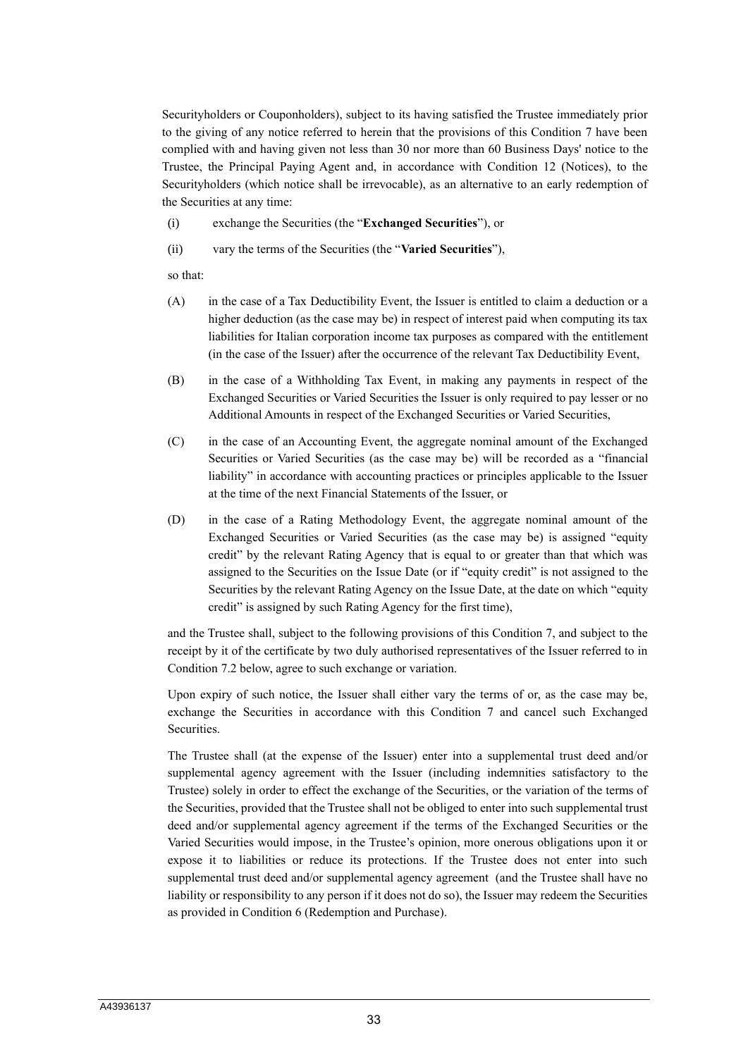Securityholders or Couponholders), subject to its having satisfied the Trustee immediately prior to the giving of any notice referred to herein that the provisions of this Condition 7 have been complied with and having given not less than 30 nor more than 60 Business Days' notice to the Trustee, the Principal Paying Agent and, in accordance with Condition 12 (Notices), to the Securityholders (which notice shall be irrevocable), as an alternative to an early redemption of the Securities at any time:

(i) exchange the Securities (the "**Exchanged Securities**"), or

(ii) vary the terms of the Securities (the "**Varied Securities**"),

so that:

(A) in the case of a Tax Deductibility Event, the Issuer is entitled to claim a deduction or a higher deduction (as the case may be) in respect of interest paid when computing its tax liabilities for Italian corporation income tax purposes as compared with the entitlement (in the case of the Issuer) after the occurrence of the relevant Tax Deductibility Event,

(B) in the case of a Withholding Tax Event, in making any payments in respect of the Exchanged Securities or Varied Securities the Issuer is only required to pay lesser or no Additional Amounts in respect of the Exchanged Securities or Varied Securities,

(C) in the case of an Accounting Event, the aggregate nominal amount of the Exchanged Securities or Varied Securities (as the case may be) will be recorded as a "financial liability" in accordance with accounting practices or principles applicable to the Issuer at the time of the next Financial Statements of the Issuer, or

(D) in the case of a Rating Methodology Event, the aggregate nominal amount of the Exchanged Securities or Varied Securities (as the case may be) is assigned "equity credit" by the relevant Rating Agency that is equal to or greater than that which was assigned to the Securities on the Issue Date (or if "equity credit" is not assigned to the Securities by the relevant Rating Agency on the Issue Date, at the date on which "equity credit" is assigned by such Rating Agency for the first time),

and the Trustee shall, subject to the following provisions of this Condition 7, and subject to the receipt by it of the certificate by two duly authorised representatives of the Issuer referred to in Condition 7.2 below, agree to such exchange or variation.

Upon expiry of such notice, the Issuer shall either vary the terms of or, as the case may be, exchange the Securities in accordance with this Condition 7 and cancel such Exchanged Securities.

The Trustee shall (at the expense of the Issuer) enter into a supplemental trust deed and/or supplemental agency agreement with the Issuer (including indemnities satisfactory to the Trustee) solely in order to effect the exchange of the Securities, or the variation of the terms of the Securities, provided that the Trustee shall not be obliged to enter into such supplemental trust deed and/or supplemental agency agreement if the terms of the Exchanged Securities or the Varied Securities would impose, in the Trustee's opinion, more onerous obligations upon it or expose it to liabilities or reduce its protections. If the Trustee does not enter into such supplemental trust deed and/or supplemental agency agreement (and the Trustee shall have no liability or responsibility to any person if it does not do so), the Issuer may redeem the Securities as provided in Condition 6 (Redemption and Purchase).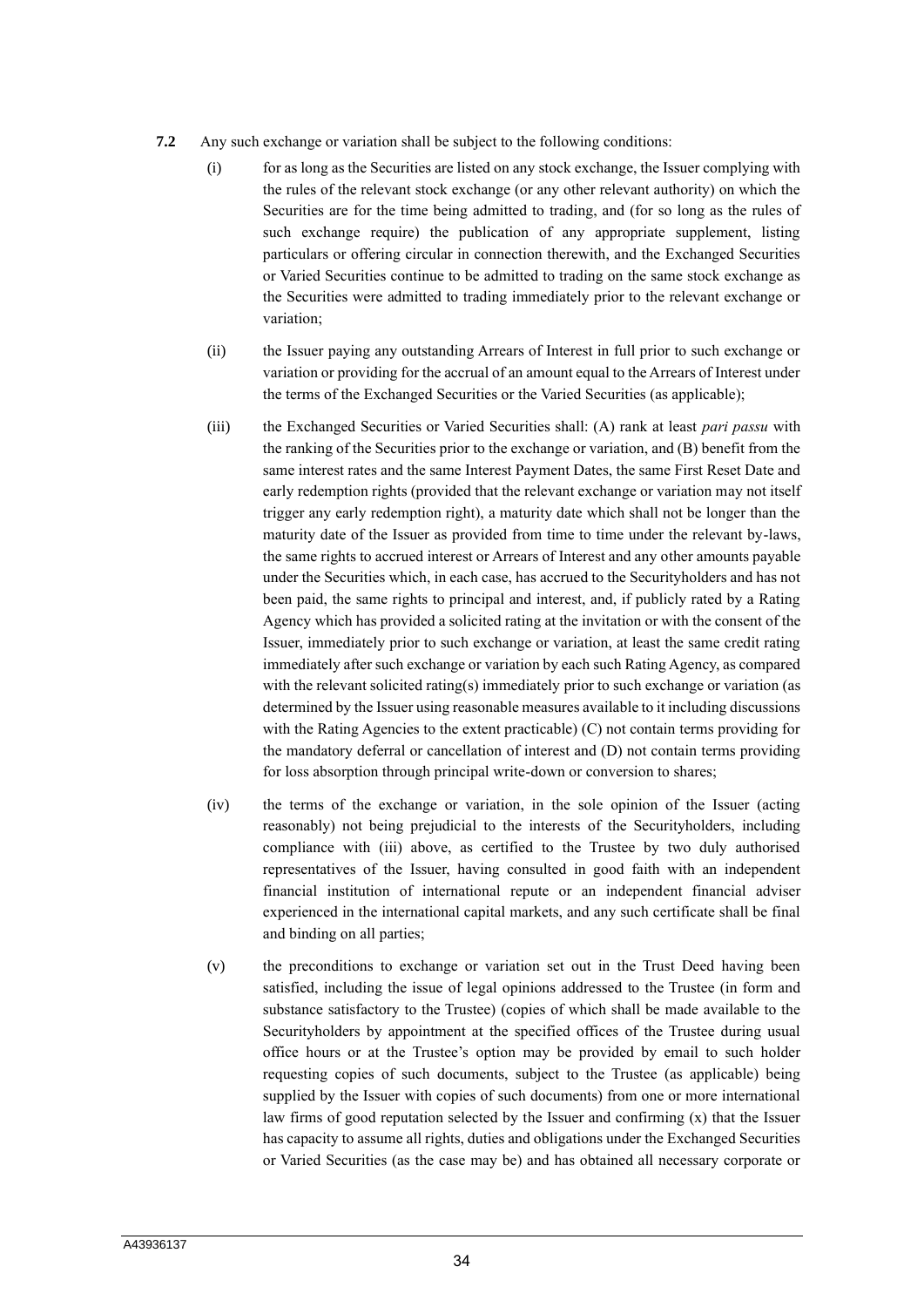**7.2** Any such exchange or variation shall be subject to the following conditions:

(i) for as long as the Securities are listed on any stock exchange, the Issuer complying with the rules of the relevant stock exchange (or any other relevant authority) on which the Securities are for the time being admitted to trading, and (for so long as the rules of such exchange require) the publication of any appropriate supplement, listing particulars or offering circular in connection therewith, and the Exchanged Securities or Varied Securities continue to be admitted to trading on the same stock exchange as the Securities were admitted to trading immediately prior to the relevant exchange or variation;

(ii) the Issuer paying any outstanding Arrears of Interest in full prior to such exchange or variation or providing for the accrual of an amount equal to the Arrears of Interest under the terms of the Exchanged Securities or the Varied Securities (as applicable);

(iii) the Exchanged Securities or Varied Securities shall: (A) rank at least *pari passu* with the ranking of the Securities prior to the exchange or variation, and (B) benefit from the same interest rates and the same Interest Payment Dates, the same First Reset Date and early redemption rights (provided that the relevant exchange or variation may not itself trigger any early redemption right), a maturity date which shall not be longer than the maturity date of the Issuer as provided from time to time under the relevant by-laws, the same rights to accrued interest or Arrears of Interest and any other amounts payable under the Securities which, in each case, has accrued to the Securityholders and has not been paid, the same rights to principal and interest, and, if publicly rated by a Rating Agency which has provided a solicited rating at the invitation or with the consent of the Issuer, immediately prior to such exchange or variation, at least the same credit rating immediately after such exchange or variation by each such Rating Agency, as compared with the relevant solicited rating(s) immediately prior to such exchange or variation (as determined by the Issuer using reasonable measures available to it including discussions with the Rating Agencies to the extent practicable) (C) not contain terms providing for the mandatory deferral or cancellation of interest and (D) not contain terms providing for loss absorption through principal write-down or conversion to shares;

(iv) the terms of the exchange or variation, in the sole opinion of the Issuer (acting reasonably) not being prejudicial to the interests of the Securityholders, including compliance with (iii) above, as certified to the Trustee by two duly authorised representatives of the Issuer, having consulted in good faith with an independent financial institution of international repute or an independent financial adviser experienced in the international capital markets, and any such certificate shall be final and binding on all parties;

(v) the preconditions to exchange or variation set out in the Trust Deed having been satisfied, including the issue of legal opinions addressed to the Trustee (in form and substance satisfactory to the Trustee) (copies of which shall be made available to the Securityholders by appointment at the specified offices of the Trustee during usual office hours or at the Trustee's option may be provided by email to such holder requesting copies of such documents, subject to the Trustee (as applicable) being supplied by the Issuer with copies of such documents) from one or more international law firms of good reputation selected by the Issuer and confirming (x) that the Issuer has capacity to assume all rights, duties and obligations under the Exchanged Securities or Varied Securities (as the case may be) and has obtained all necessary corporate or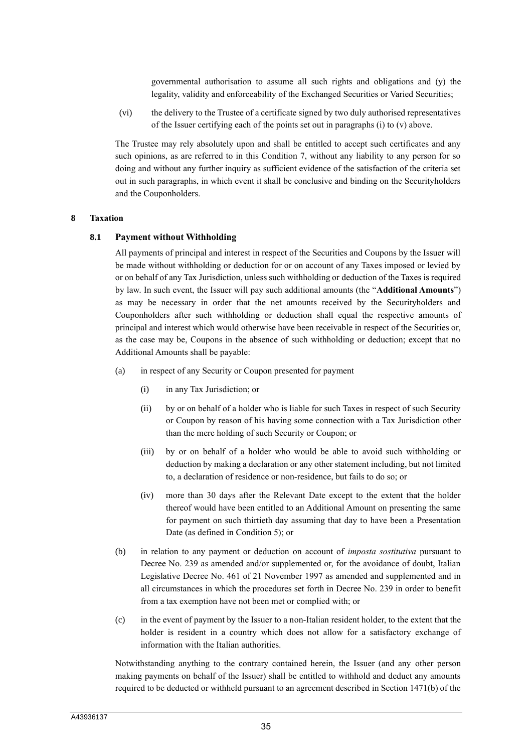governmental authorisation to assume all such rights and obligations and (y) the legality, validity and enforceability of the Exchanged Securities or Varied Securities;

(vi) the delivery to the Trustee of a certificate signed by two duly authorised representatives of the Issuer certifying each of the points set out in paragraphs (i) to (v) above.

The Trustee may rely absolutely upon and shall be entitled to accept such certificates and any such opinions, as are referred to in this Condition 7, without any liability to any person for so doing and without any further inquiry as sufficient evidence of the satisfaction of the criteria set out in such paragraphs, in which event it shall be conclusive and binding on the Securityholders and the Couponholders.

## 8 Taxation

### 8.1 Payment without Withholding

All payments of principal and interest in respect of the Securities and Coupons by the Issuer will be made without withholding or deduction for or on account of any Taxes imposed or levied by or on behalf of any Tax Jurisdiction, unless such withholding or deduction of the Taxes is required by law. In such event, the Issuer will pay such additional amounts (the "**Additional Amounts**") as may be necessary in order that the net amounts received by the Securityholders and Couponholders after such withholding or deduction shall equal the respective amounts of principal and interest which would otherwise have been receivable in respect of the Securities or, as the case may be, Coupons in the absence of such withholding or deduction; except that no Additional Amounts shall be payable:

(a) in respect of any Security or Coupon presented for payment

(i) in any Tax Jurisdiction; or

(ii) by or on behalf of a holder who is liable for such Taxes in respect of such Security or Coupon by reason of his having some connection with a Tax Jurisdiction other than the mere holding of such Security or Coupon; or

(iii) by or on behalf of a holder who would be able to avoid such withholding or deduction by making a declaration or any other statement including, but not limited to, a declaration of residence or non-residence, but fails to do so; or

(iv) more than 30 days after the Relevant Date except to the extent that the holder thereof would have been entitled to an Additional Amount on presenting the same for payment on such thirtieth day assuming that day to have been a Presentation Date (as defined in Condition 5); or

(b) in relation to any payment or deduction on account of *imposta sostitutiva* pursuant to Decree No. 239 as amended and/or supplemented or, for the avoidance of doubt, Italian Legislative Decree No. 461 of 21 November 1997 as amended and supplemented and in all circumstances in which the procedures set forth in Decree No. 239 in order to benefit from a tax exemption have not been met or complied with; or

(c) in the event of payment by the Issuer to a non-Italian resident holder, to the extent that the holder is resident in a country which does not allow for a satisfactory exchange of information with the Italian authorities.

Notwithstanding anything to the contrary contained herein, the Issuer (and any other person making payments on behalf of the Issuer) shall be entitled to withhold and deduct any amounts required to be deducted or withheld pursuant to an agreement described in Section 1471(b) of the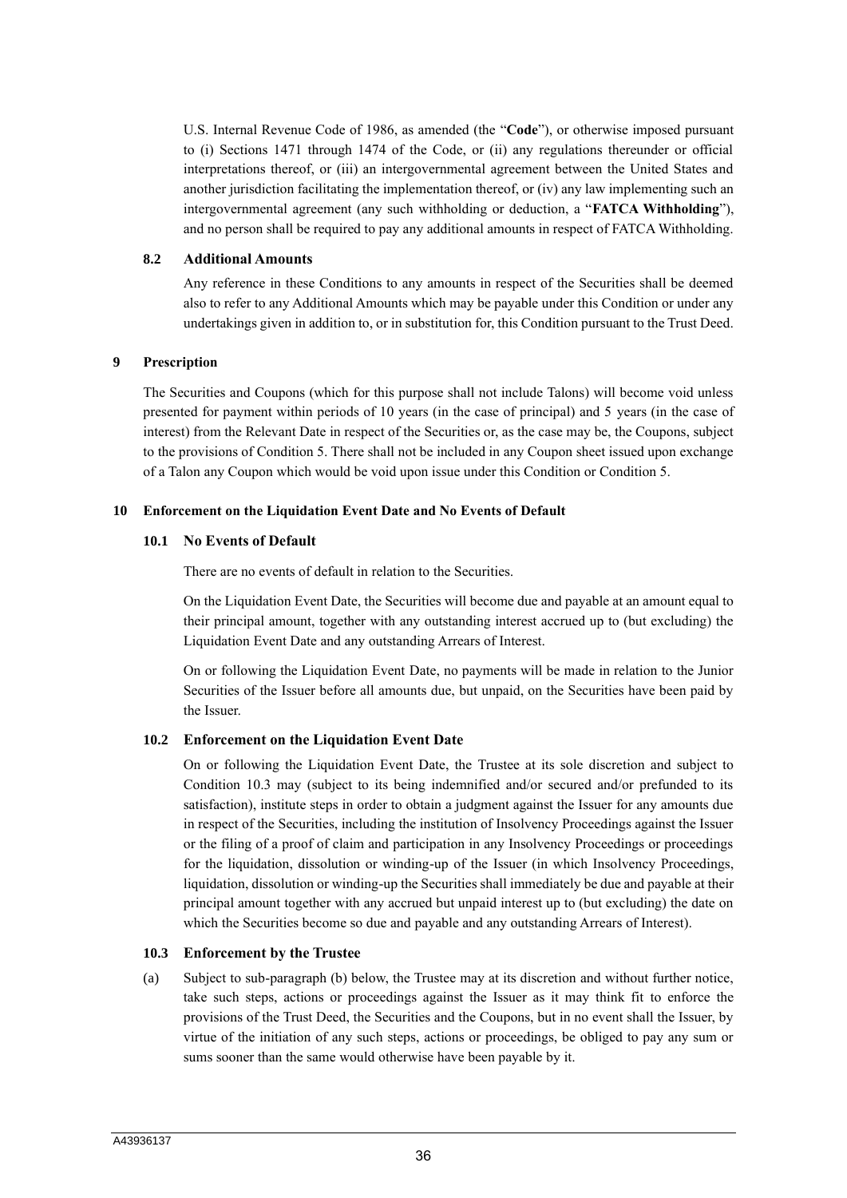U.S. Internal Revenue Code of 1986, as amended (the "**Code**"), or otherwise imposed pursuant to (i) Sections 1471 through 1474 of the Code, or (ii) any regulations thereunder or official interpretations thereof, or (iii) an intergovernmental agreement between the United States and another jurisdiction facilitating the implementation thereof, or (iv) any law implementing such an intergovernmental agreement (any such withholding or deduction, a "**FATCA Withholding**"), and no person shall be required to pay any additional amounts in respect of FATCA Withholding.

### 8.2 Additional Amounts

Any reference in these Conditions to any amounts in respect of the Securities shall be deemed also to refer to any Additional Amounts which may be payable under this Condition or under any undertakings given in addition to, or in substitution for, this Condition pursuant to the Trust Deed.

## 9 Prescription

The Securities and Coupons (which for this purpose shall not include Talons) will become void unless presented for payment within periods of 10 years (in the case of principal) and 5 years (in the case of interest) from the Relevant Date in respect of the Securities or, as the case may be, the Coupons, subject to the provisions of Condition 5. There shall not be included in any Coupon sheet issued upon exchange of a Talon any Coupon which would be void upon issue under this Condition or Condition 5.

## 10 Enforcement on the Liquidation Event Date and No Events of Default

### 10.1 No Events of Default

There are no events of default in relation to the Securities.

On the Liquidation Event Date, the Securities will become due and payable at an amount equal to their principal amount, together with any outstanding interest accrued up to (but excluding) the Liquidation Event Date and any outstanding Arrears of Interest.

On or following the Liquidation Event Date, no payments will be made in relation to the Junior Securities of the Issuer before all amounts due, but unpaid, on the Securities have been paid by the Issuer.

### 10.2 Enforcement on the Liquidation Event Date

On or following the Liquidation Event Date, the Trustee at its sole discretion and subject to Condition 10.3 may (subject to its being indemnified and/or secured and/or prefunded to its satisfaction), institute steps in order to obtain a judgment against the Issuer for any amounts due in respect of the Securities, including the institution of Insolvency Proceedings against the Issuer or the filing of a proof of claim and participation in any Insolvency Proceedings or proceedings for the liquidation, dissolution or winding-up of the Issuer (in which Insolvency Proceedings, liquidation, dissolution or winding-up the Securities shall immediately be due and payable at their principal amount together with any accrued but unpaid interest up to (but excluding) the date on which the Securities become so due and payable and any outstanding Arrears of Interest).

### 10.3 Enforcement by the Trustee

(a) Subject to sub-paragraph (b) below, the Trustee may at its discretion and without further notice, take such steps, actions or proceedings against the Issuer as it may think fit to enforce the provisions of the Trust Deed, the Securities and the Coupons, but in no event shall the Issuer, by virtue of the initiation of any such steps, actions or proceedings, be obliged to pay any sum or sums sooner than the same would otherwise have been payable by it.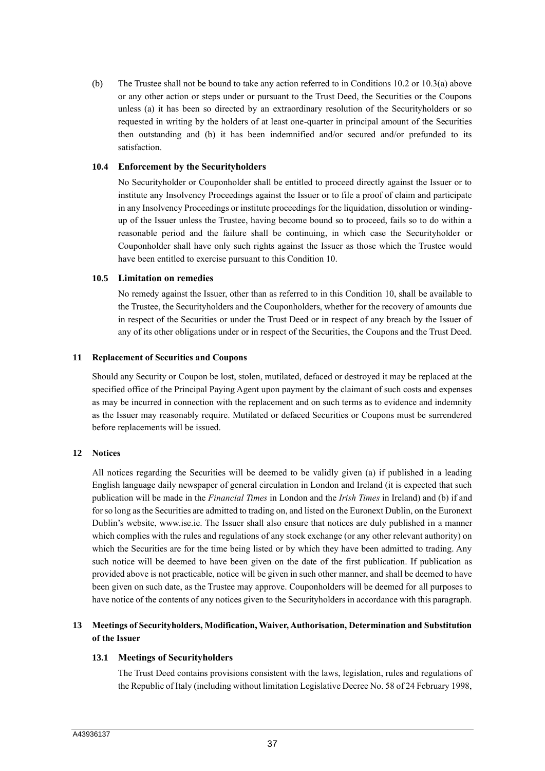(b) The Trustee shall not be bound to take any action referred to in Conditions 10.2 or 10.3(a) above or any other action or steps under or pursuant to the Trust Deed, the Securities or the Coupons unless (a) it has been so directed by an extraordinary resolution of the Securityholders or so requested in writing by the holders of at least one-quarter in principal amount of the Securities then outstanding and (b) it has been indemnified and/or secured and/or prefunded to its satisfaction.

### 10.4 Enforcement by the Securityholders

No Securityholder or Couponholder shall be entitled to proceed directly against the Issuer or to institute any Insolvency Proceedings against the Issuer or to file a proof of claim and participate in any Insolvency Proceedings or institute proceedings for the liquidation, dissolution or winding-up of the Issuer unless the Trustee, having become bound so to proceed, fails so to do within a reasonable period and the failure shall be continuing, in which case the Securityholder or Couponholder shall have only such rights against the Issuer as those which the Trustee would have been entitled to exercise pursuant to this Condition 10.

### 10.5 Limitation on remedies

No remedy against the Issuer, other than as referred to in this Condition 10, shall be available to the Trustee, the Securityholders and the Couponholders, whether for the recovery of amounts due in respect of the Securities or under the Trust Deed or in respect of any breach by the Issuer of any of its other obligations under or in respect of the Securities, the Coupons and the Trust Deed.

## 11 Replacement of Securities and Coupons

Should any Security or Coupon be lost, stolen, mutilated, defaced or destroyed it may be replaced at the specified office of the Principal Paying Agent upon payment by the claimant of such costs and expenses as may be incurred in connection with the replacement and on such terms as to evidence and indemnity as the Issuer may reasonably require. Mutilated or defaced Securities or Coupons must be surrendered before replacements will be issued.

## 12 Notices

All notices regarding the Securities will be deemed to be validly given (a) if published in a leading English language daily newspaper of general circulation in London and Ireland (it is expected that such publication will be made in the *Financial Times* in London and the *Irish Times* in Ireland) and (b) if and for so long as the Securities are admitted to trading on, and listed on the Euronext Dublin, on the Euronext Dublin's website, www.ise.ie. The Issuer shall also ensure that notices are duly published in a manner which complies with the rules and regulations of any stock exchange (or any other relevant authority) on which the Securities are for the time being listed or by which they have been admitted to trading. Any such notice will be deemed to have been given on the date of the first publication. If publication as provided above is not practicable, notice will be given in such other manner, and shall be deemed to have been given on such date, as the Trustee may approve. Couponholders will be deemed for all purposes to have notice of the contents of any notices given to the Securityholders in accordance with this paragraph.

## 13 Meetings of Securityholders, Modification, Waiver, Authorisation, Determination and Substitution of the Issuer

### 13.1 Meetings of Securityholders

The Trust Deed contains provisions consistent with the laws, legislation, rules and regulations of the Republic of Italy (including without limitation Legislative Decree No. 58 of 24 February 1998,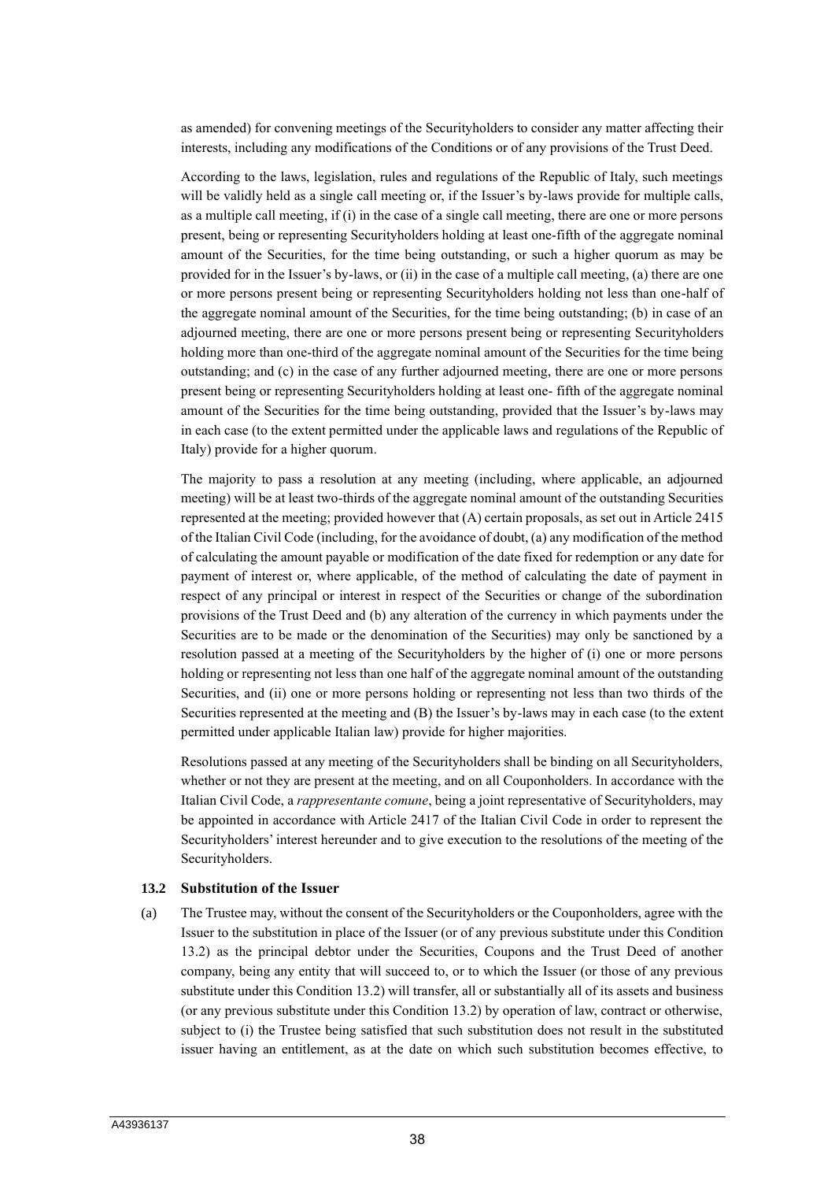as amended) for convening meetings of the Securityholders to consider any matter affecting their interests, including any modifications of the Conditions or of any provisions of the Trust Deed.

According to the laws, legislation, rules and regulations of the Republic of Italy, such meetings will be validly held as a single call meeting or, if the Issuer's by-laws provide for multiple calls, as a multiple call meeting, if (i) in the case of a single call meeting, there are one or more persons present, being or representing Securityholders holding at least one-fifth of the aggregate nominal amount of the Securities, for the time being outstanding, or such a higher quorum as may be provided for in the Issuer's by-laws, or (ii) in the case of a multiple call meeting, (a) there are one or more persons present being or representing Securityholders holding not less than one-half of the aggregate nominal amount of the Securities, for the time being outstanding; (b) in case of an adjourned meeting, there are one or more persons present being or representing Securityholders holding more than one-third of the aggregate nominal amount of the Securities for the time being outstanding; and (c) in the case of any further adjourned meeting, there are one or more persons present being or representing Securityholders holding at least one- fifth of the aggregate nominal amount of the Securities for the time being outstanding, provided that the Issuer's by-laws may in each case (to the extent permitted under the applicable laws and regulations of the Republic of Italy) provide for a higher quorum.

The majority to pass a resolution at any meeting (including, where applicable, an adjourned meeting) will be at least two-thirds of the aggregate nominal amount of the outstanding Securities represented at the meeting; provided however that (A) certain proposals, as set out in Article 2415 of the Italian Civil Code (including, for the avoidance of doubt, (a) any modification of the method of calculating the amount payable or modification of the date fixed for redemption or any date for payment of interest or, where applicable, of the method of calculating the date of payment in respect of any principal or interest in respect of the Securities or change of the subordination provisions of the Trust Deed and (b) any alteration of the currency in which payments under the Securities are to be made or the denomination of the Securities) may only be sanctioned by a resolution passed at a meeting of the Securityholders by the higher of (i) one or more persons holding or representing not less than one half of the aggregate nominal amount of the outstanding Securities, and (ii) one or more persons holding or representing not less than two thirds of the Securities represented at the meeting and (B) the Issuer's by-laws may in each case (to the extent permitted under applicable Italian law) provide for higher majorities.

Resolutions passed at any meeting of the Securityholders shall be binding on all Securityholders, whether or not they are present at the meeting, and on all Couponholders. In accordance with the Italian Civil Code, a *rappresentante comune*, being a joint representative of Securityholders, may be appointed in accordance with Article 2417 of the Italian Civil Code in order to represent the Securityholders' interest hereunder and to give execution to the resolutions of the meeting of the Securityholders.

**13.2 Substitution of the Issuer**

(a) The Trustee may, without the consent of the Securityholders or the Couponholders, agree with the Issuer to the substitution in place of the Issuer (or of any previous substitute under this Condition 13.2) as the principal debtor under the Securities, Coupons and the Trust Deed of another company, being any entity that will succeed to, or to which the Issuer (or those of any previous substitute under this Condition 13.2) will transfer, all or substantially all of its assets and business (or any previous substitute under this Condition 13.2) by operation of law, contract or otherwise, subject to (i) the Trustee being satisfied that such substitution does not result in the substituted issuer having an entitlement, as at the date on which such substitution becomes effective, to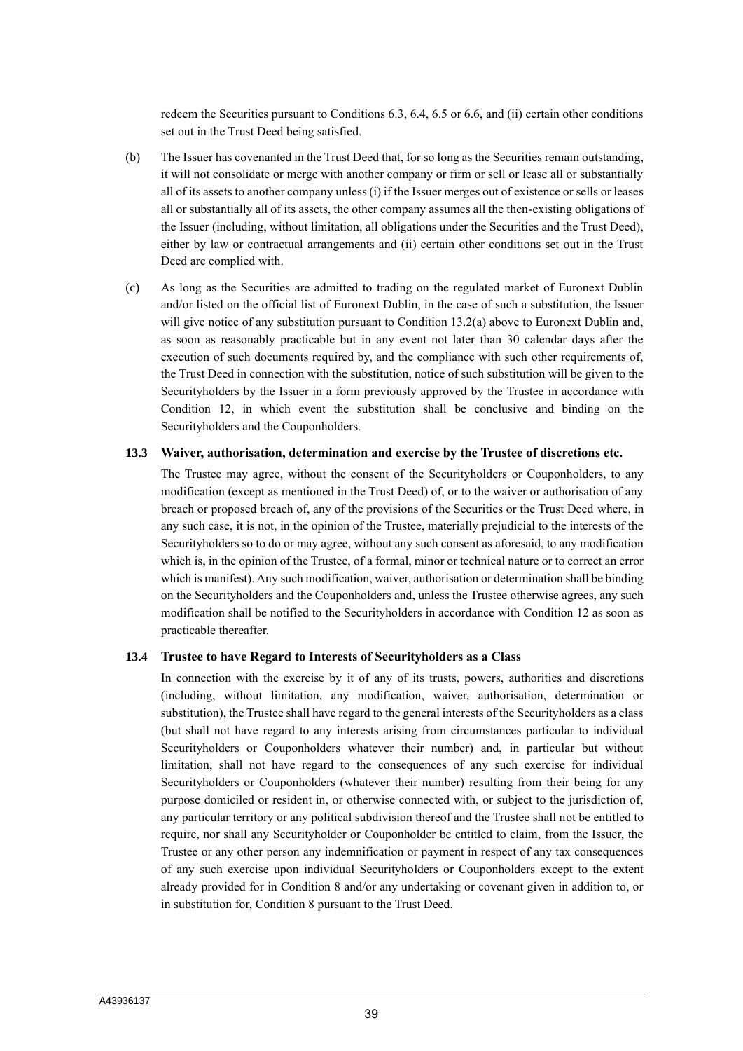redeem the Securities pursuant to Conditions 6.3, 6.4, 6.5 or 6.6, and (ii) certain other conditions set out in the Trust Deed being satisfied.

(b) The Issuer has covenanted in the Trust Deed that, for so long as the Securities remain outstanding, it will not consolidate or merge with another company or firm or sell or lease all or substantially all of its assets to another company unless (i) if the Issuer merges out of existence or sells or leases all or substantially all of its assets, the other company assumes all the then-existing obligations of the Issuer (including, without limitation, all obligations under the Securities and the Trust Deed), either by law or contractual arrangements and (ii) certain other conditions set out in the Trust Deed are complied with.

(c) As long as the Securities are admitted to trading on the regulated market of Euronext Dublin and/or listed on the official list of Euronext Dublin, in the case of such a substitution, the Issuer will give notice of any substitution pursuant to Condition 13.2(a) above to Euronext Dublin and, as soon as reasonably practicable but in any event not later than 30 calendar days after the execution of such documents required by, and the compliance with such other requirements of, the Trust Deed in connection with the substitution, notice of such substitution will be given to the Securityholders by the Issuer in a form previously approved by the Trustee in accordance with Condition 12, in which event the substitution shall be conclusive and binding on the Securityholders and the Couponholders.

### 13.3 Waiver, authorisation, determination and exercise by the Trustee of discretions etc.

The Trustee may agree, without the consent of the Securityholders or Couponholders, to any modification (except as mentioned in the Trust Deed) of, or to the waiver or authorisation of any breach or proposed breach of, any of the provisions of the Securities or the Trust Deed where, in any such case, it is not, in the opinion of the Trustee, materially prejudicial to the interests of the Securityholders so to do or may agree, without any such consent as aforesaid, to any modification which is, in the opinion of the Trustee, of a formal, minor or technical nature or to correct an error which is manifest). Any such modification, waiver, authorisation or determination shall be binding on the Securityholders and the Couponholders and, unless the Trustee otherwise agrees, any such modification shall be notified to the Securityholders in accordance with Condition 12 as soon as practicable thereafter.

### 13.4 Trustee to have Regard to Interests of Securityholders as a Class

In connection with the exercise by it of any of its trusts, powers, authorities and discretions (including, without limitation, any modification, waiver, authorisation, determination or substitution), the Trustee shall have regard to the general interests of the Securityholders as a class (but shall not have regard to any interests arising from circumstances particular to individual Securityholders or Couponholders whatever their number) and, in particular but without limitation, shall not have regard to the consequences of any such exercise for individual Securityholders or Couponholders (whatever their number) resulting from their being for any purpose domiciled or resident in, or otherwise connected with, or subject to the jurisdiction of, any particular territory or any political subdivision thereof and the Trustee shall not be entitled to require, nor shall any Securityholder or Couponholder be entitled to claim, from the Issuer, the Trustee or any other person any indemnification or payment in respect of any tax consequences of any such exercise upon individual Securityholders or Couponholders except to the extent already provided for in Condition 8 and/or any undertaking or covenant given in addition to, or in substitution for, Condition 8 pursuant to the Trust Deed.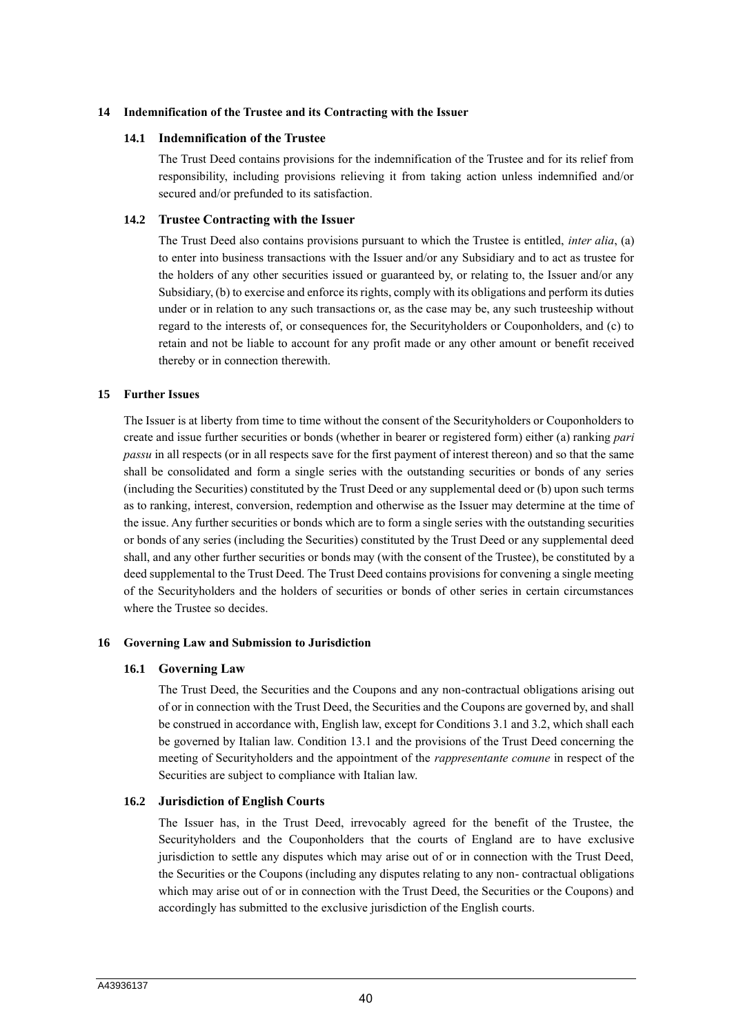## 14 Indemnification of the Trustee and its Contracting with the Issuer

### 14.1 Indemnification of the Trustee

The Trust Deed contains provisions for the indemnification of the Trustee and for its relief from responsibility, including provisions relieving it from taking action unless indemnified and/or secured and/or prefunded to its satisfaction.

### 14.2 Trustee Contracting with the Issuer

The Trust Deed also contains provisions pursuant to which the Trustee is entitled, *inter alia*, (a) to enter into business transactions with the Issuer and/or any Subsidiary and to act as trustee for the holders of any other securities issued or guaranteed by, or relating to, the Issuer and/or any Subsidiary, (b) to exercise and enforce its rights, comply with its obligations and perform its duties under or in relation to any such transactions or, as the case may be, any such trusteeship without regard to the interests of, or consequences for, the Securityholders or Couponholders, and (c) to retain and not be liable to account for any profit made or any other amount or benefit received thereby or in connection therewith.

## 15 Further Issues

The Issuer is at liberty from time to time without the consent of the Securityholders or Couponholders to create and issue further securities or bonds (whether in bearer or registered form) either (a) ranking *pari passu* in all respects (or in all respects save for the first payment of interest thereon) and so that the same shall be consolidated and form a single series with the outstanding securities or bonds of any series (including the Securities) constituted by the Trust Deed or any supplemental deed or (b) upon such terms as to ranking, interest, conversion, redemption and otherwise as the Issuer may determine at the time of the issue. Any further securities or bonds which are to form a single series with the outstanding securities or bonds of any series (including the Securities) constituted by the Trust Deed or any supplemental deed shall, and any other further securities or bonds may (with the consent of the Trustee), be constituted by a deed supplemental to the Trust Deed. The Trust Deed contains provisions for convening a single meeting of the Securityholders and the holders of securities or bonds of other series in certain circumstances where the Trustee so decides.

## 16 Governing Law and Submission to Jurisdiction

### 16.1 Governing Law

The Trust Deed, the Securities and the Coupons and any non-contractual obligations arising out of or in connection with the Trust Deed, the Securities and the Coupons are governed by, and shall be construed in accordance with, English law, except for Conditions 3.1 and 3.2, which shall each be governed by Italian law. Condition 13.1 and the provisions of the Trust Deed concerning the meeting of Securityholders and the appointment of the *rappresentante comune* in respect of the Securities are subject to compliance with Italian law.

### 16.2 Jurisdiction of English Courts

The Issuer has, in the Trust Deed, irrevocably agreed for the benefit of the Trustee, the Securityholders and the Couponholders that the courts of England are to have exclusive jurisdiction to settle any disputes which may arise out of or in connection with the Trust Deed, the Securities or the Coupons (including any disputes relating to any non- contractual obligations which may arise out of or in connection with the Trust Deed, the Securities or the Coupons) and accordingly has submitted to the exclusive jurisdiction of the English courts.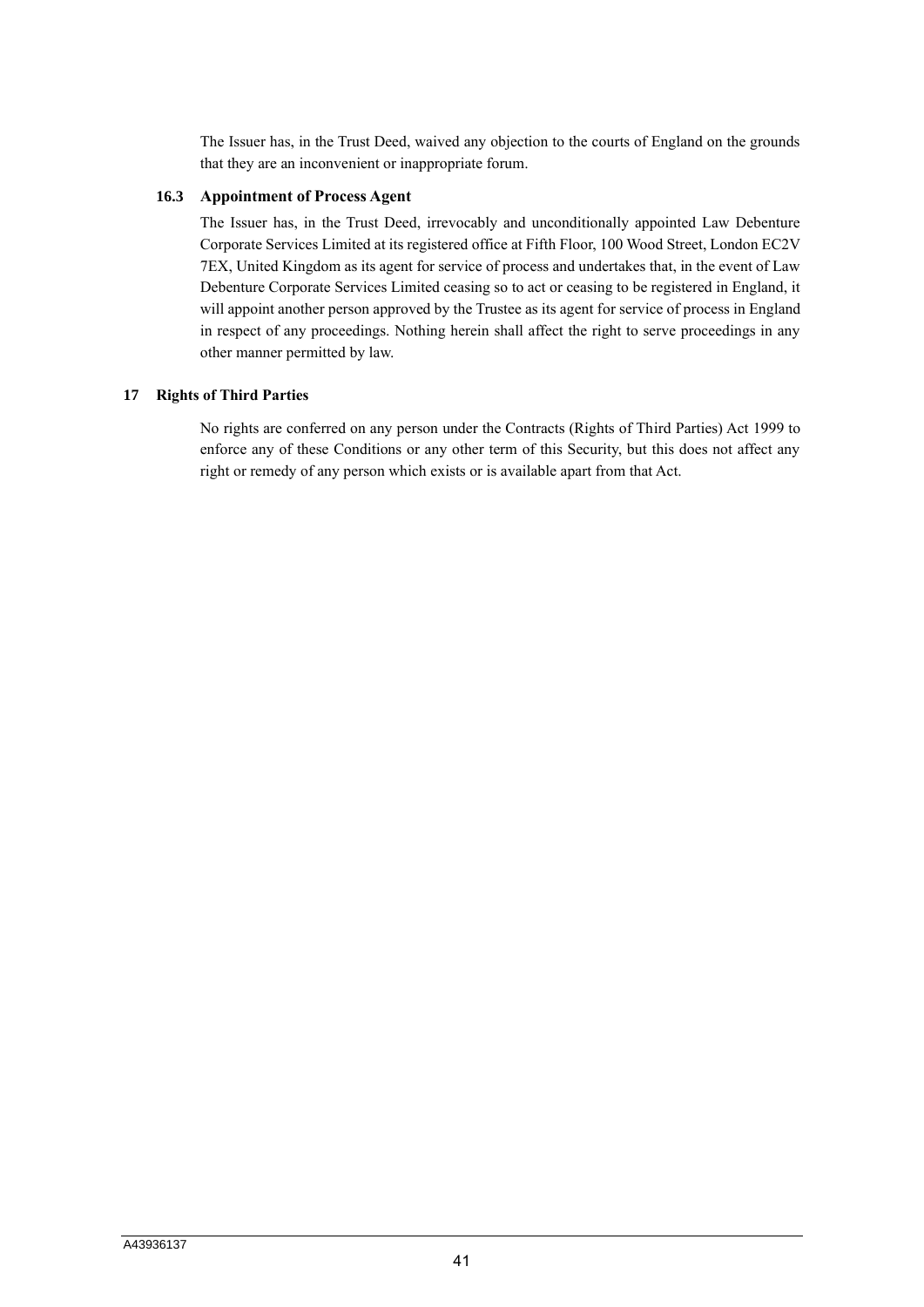The Issuer has, in the Trust Deed, waived any objection to the courts of England on the grounds that they are an inconvenient or inappropriate forum.

### 16.3 Appointment of Process Agent

The Issuer has, in the Trust Deed, irrevocably and unconditionally appointed Law Debenture Corporate Services Limited at its registered office at Fifth Floor, 100 Wood Street, London EC2V 7EX, United Kingdom as its agent for service of process and undertakes that, in the event of Law Debenture Corporate Services Limited ceasing so to act or ceasing to be registered in England, it will appoint another person approved by the Trustee as its agent for service of process in England in respect of any proceedings. Nothing herein shall affect the right to serve proceedings in any other manner permitted by law.

## 17 Rights of Third Parties

No rights are conferred on any person under the Contracts (Rights of Third Parties) Act 1999 to enforce any of these Conditions or any other term of this Security, but this does not affect any right or remedy of any person which exists or is available apart from that Act.